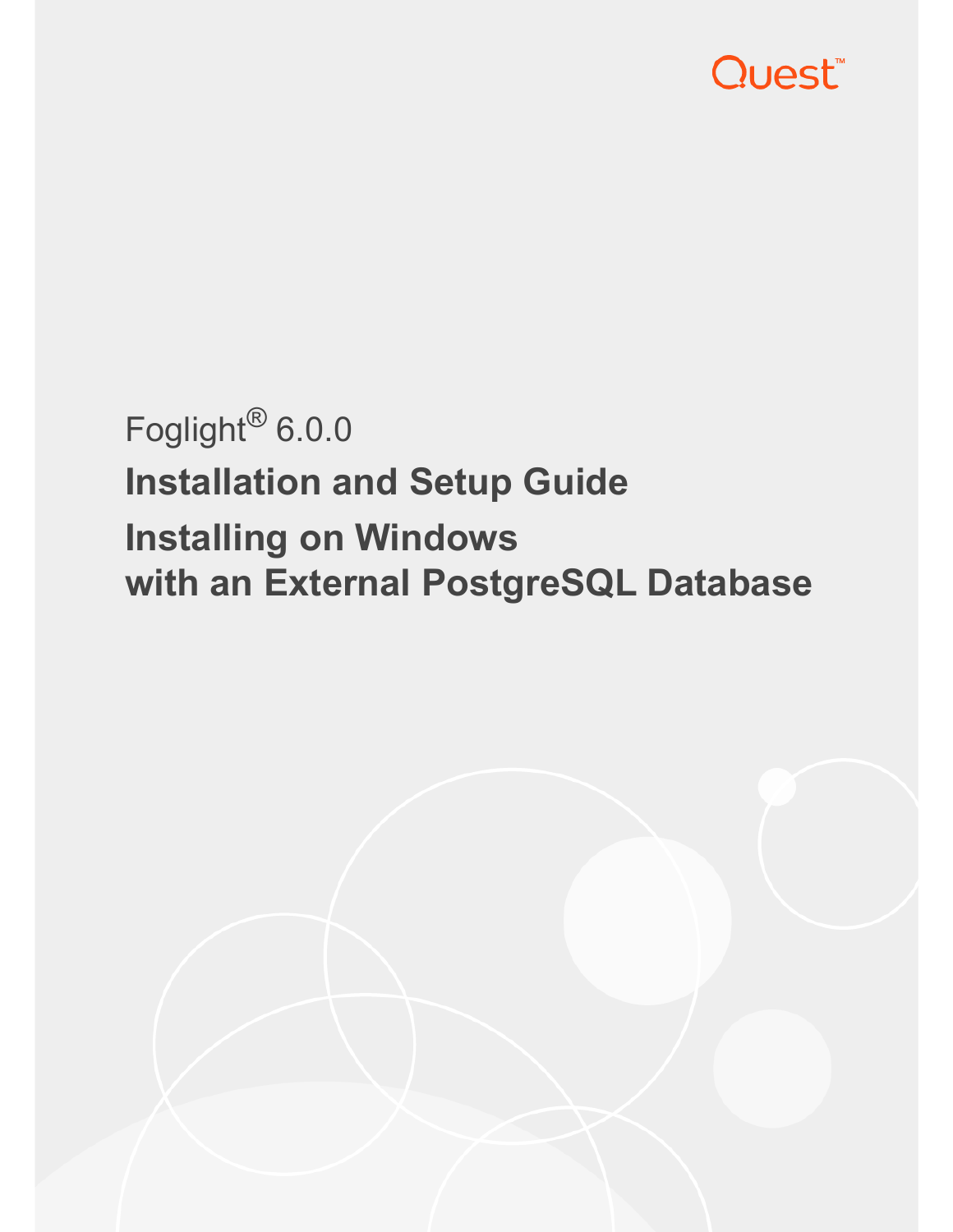Quest™

Foglight® 6.0.0

# Installation and Setup Guide

# Installing on Windows with an External PostgreSQL Database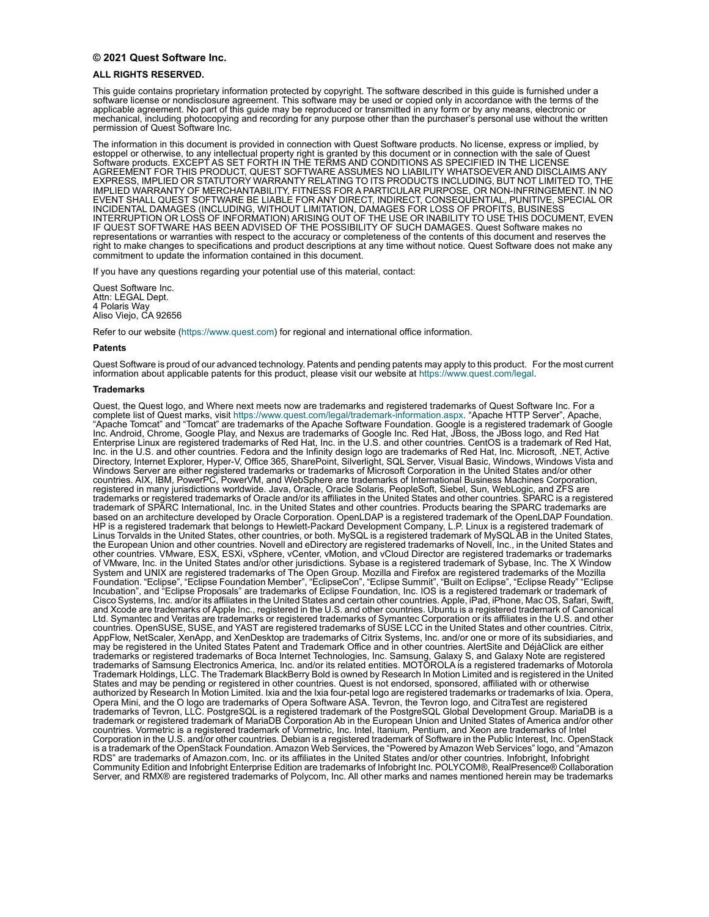**© 2021 Quest Software Inc.**

**ALL RIGHTS RESERVED.**

This guide contains proprietary information protected by copyright. The software described in this guide is furnished under a software license or nondisclosure agreement. This software may be used or copied only in accordance with the terms of the applicable agreement. No part of this guide may be reproduced or transmitted in any form or by any means, electronic or mechanical, including photocopying and recording for any purpose other than the purchaser's personal use without the written permission of Quest Software Inc.

The information in this document is provided in connection with Quest Software products. No license, express or implied, by estoppel or otherwise, to any intellectual property right is granted by this document or in connection with the sale of Quest Software products. EXCEPT AS SET FORTH IN THE TERMS AND CONDITIONS AS SPECIFIED IN THE LICENSE AGREEMENT FOR THIS PRODUCT, QUEST SOFTWARE ASSUMES NO LIABILITY WHATSOEVER AND DISCLAIMS ANY EXPRESS, IMPLIED OR STATUTORY WARRANTY RELATING TO ITS PRODUCTS INCLUDING, BUT NOT LIMITED TO, THE IMPLIED WARRANTY OF MERCHANTABILITY, FITNESS FOR A PARTICULAR PURPOSE, OR NON-INFRINGEMENT. IN NO EVENT SHALL QUEST SOFTWARE BE LIABLE FOR ANY DIRECT, INDIRECT, CONSEQUENTIAL, PUNITIVE, SPECIAL OR INCIDENTAL DAMAGES (INCLUDING, WITHOUT LIMITATION, DAMAGES FOR LOSS OF PROFITS, BUSINESS INTERRUPTION OR LOSS OF INFORMATION) ARISING OUT OF THE USE OR INABILITY TO USE THIS DOCUMENT, EVEN IF QUEST SOFTWARE HAS BEEN ADVISED OF THE POSSIBILITY OF SUCH DAMAGES. Quest Software makes no representations or warranties with respect to the accuracy or completeness of the contents of this document and reserves the right to make changes to specifications and product descriptions at any time without notice. Quest Software does not make any commitment to update the information contained in this document.

If you have any questions regarding your potential use of this material, contact:

Quest Software Inc.
Attn: LEGAL Dept.
4 Polaris Way
Aliso Viejo, CA 92656

Refer to our website (https://www.quest.com) for regional and international office information.

**Patents**

Quest Software is proud of our advanced technology. Patents and pending patents may apply to this product. For the most current information about applicable patents for this product, please visit our website at https://www.quest.com/legal.

**Trademarks**

Quest, the Quest logo, and Where next meets now are trademarks and registered trademarks of Quest Software Inc. For a complete list of Quest marks, visit https://www.quest.com/legal/trademark-information.aspx. "Apache HTTP Server", Apache, "Apache Tomcat" and "Tomcat" are trademarks of the Apache Software Foundation. Google is a registered trademark of Google Inc. Android, Chrome, Google Play, and Nexus are trademarks of Google Inc. Red Hat, JBoss, the JBoss logo, and Red Hat Enterprise Linux are registered trademarks of Red Hat, Inc. in the U.S. and other countries. CentOS is a trademark of Red Hat, Inc. in the U.S. and other countries. Fedora and the Infinity design logo are trademarks of Red Hat, Inc. Microsoft, .NET, Active Directory, Internet Explorer, Hyper-V, Office 365, SharePoint, Silverlight, SQL Server, Visual Basic, Windows, Windows Vista and Windows Server are either registered trademarks or trademarks of Microsoft Corporation in the United States and/or other countries. AIX, IBM, PowerPC, PowerVM, and WebSphere are trademarks of International Business Machines Corporation, registered in many jurisdictions worldwide. Java, Oracle, Oracle Solaris, PeopleSoft, Siebel, Sun, WebLogic, and ZFS are trademarks or registered trademarks of Oracle and/or its affiliates in the United States and other countries. SPARC is a registered trademark of SPARC International, Inc. in the United States and other countries. Products bearing the SPARC trademarks are based on an architecture developed by Oracle Corporation. OpenLDAP is a registered trademark of the OpenLDAP Foundation. HP is a registered trademark that belongs to Hewlett-Packard Development Company, L.P. Linux is a registered trademark of Linus Torvalds in the United States, other countries, or both. MySQL is a registered trademark of MySQL AB in the United States, the European Union and other countries. Novell and eDirectory are registered trademarks of Novell, Inc., in the United States and other countries. VMware, ESX, ESXi, vSphere, vCenter, vMotion, and vCloud Director are registered trademarks or trademarks of VMware, Inc. in the United States and/or other jurisdictions. Sybase is a registered trademark of Sybase, Inc. The X Window System and UNIX are registered trademarks of The Open Group. Mozilla and Firefox are registered trademarks of the Mozilla Foundation. "Eclipse", "Eclipse Foundation Member", "EclipseCon", "Eclipse Summit", "Built on Eclipse", "Eclipse Ready" "Eclipse Incubation", and "Eclipse Proposals" are trademarks of Eclipse Foundation, Inc. IOS is a registered trademark or trademark of Cisco Systems, Inc. and/or its affiliates in the United States and certain other countries. Apple, iPad, iPhone, Mac OS, Safari, Swift, and Xcode are trademarks of Apple Inc., registered in the U.S. and other countries. Ubuntu is a registered trademark of Canonical Ltd. Symantec and Veritas are trademarks or registered trademarks of Symantec Corporation or its affiliates in the U.S. and other countries. OpenSUSE, SUSE, and YAST are registered trademarks of SUSE LCC in the United States and other countries. Citrix, AppFlow, NetScaler, XenApp, and XenDesktop are trademarks of Citrix Systems, Inc. and/or one or more of its subsidiaries, and may be registered in the United States Patent and Trademark Office and in other countries. AlertSite and DéjàClick are either trademarks or registered trademarks of Boca Internet Technologies, Inc. Samsung, Galaxy S, and Galaxy Note are registered trademarks of Samsung Electronics America, Inc. and/or its related entities. MOTOROLA is a registered trademarks of Motorola Trademark Holdings, LLC. The Trademark BlackBerry Bold is owned by Research In Motion Limited and is registered in the United States and may be pending or registered in other countries. Quest is not endorsed, sponsored, affiliated with or otherwise authorized by Research In Motion Limited. Ixia and the Ixia four-petal logo are registered trademarks or trademarks of Ixia. Opera, Opera Mini, and the O logo are trademarks of Opera Software ASA. Tevron, the Tevron logo, and CitraTest are registered trademarks of Tevron, LLC. PostgreSQL is a registered trademark of the PostgreSQL Global Development Group. MariaDB is a trademark or registered trademark of MariaDB Corporation Ab in the European Union and United States of America and/or other countries. Vormetric is a registered trademark of Vormetric, Inc. Intel, Itanium, Pentium, and Xeon are trademarks of Intel Corporation in the U.S. and/or other countries. Debian is a registered trademark of Software in the Public Interest, Inc. OpenStack is a trademark of the OpenStack Foundation. Amazon Web Services, the "Powered by Amazon Web Services" logo, and "Amazon RDS" are trademarks of Amazon.com, Inc. or its affiliates in the United States and/or other countries. Infobright, Infobright Community Edition and Infobright Enterprise Edition are trademarks of Infobright Inc. POLYCOM®, RealPresence® Collaboration Server, and RMX® are registered trademarks of Polycom, Inc. All other marks and names mentioned herein may be trademarks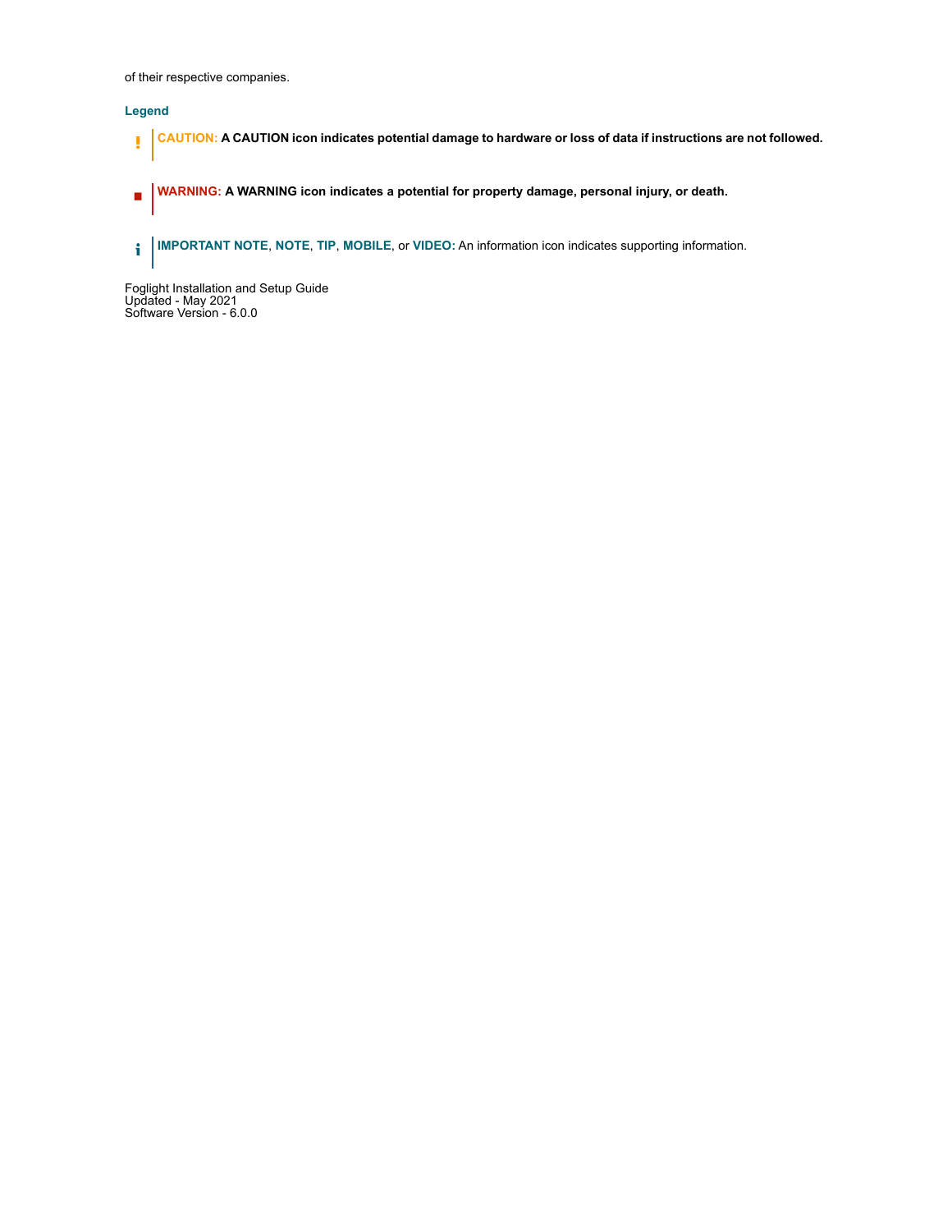of their respective companies.

### Legend

**CAUTION: A CAUTION icon indicates potential damage to hardware or loss of data if instructions are not followed.**

**WARNING: A WARNING icon indicates a potential for property damage, personal injury, or death.**

**IMPORTANT NOTE**, **NOTE**, **TIP**, **MOBILE**, or **VIDEO:** An information icon indicates supporting information.

Foglight Installation and Setup Guide
Updated - May 2021
Software Version - 6.0.0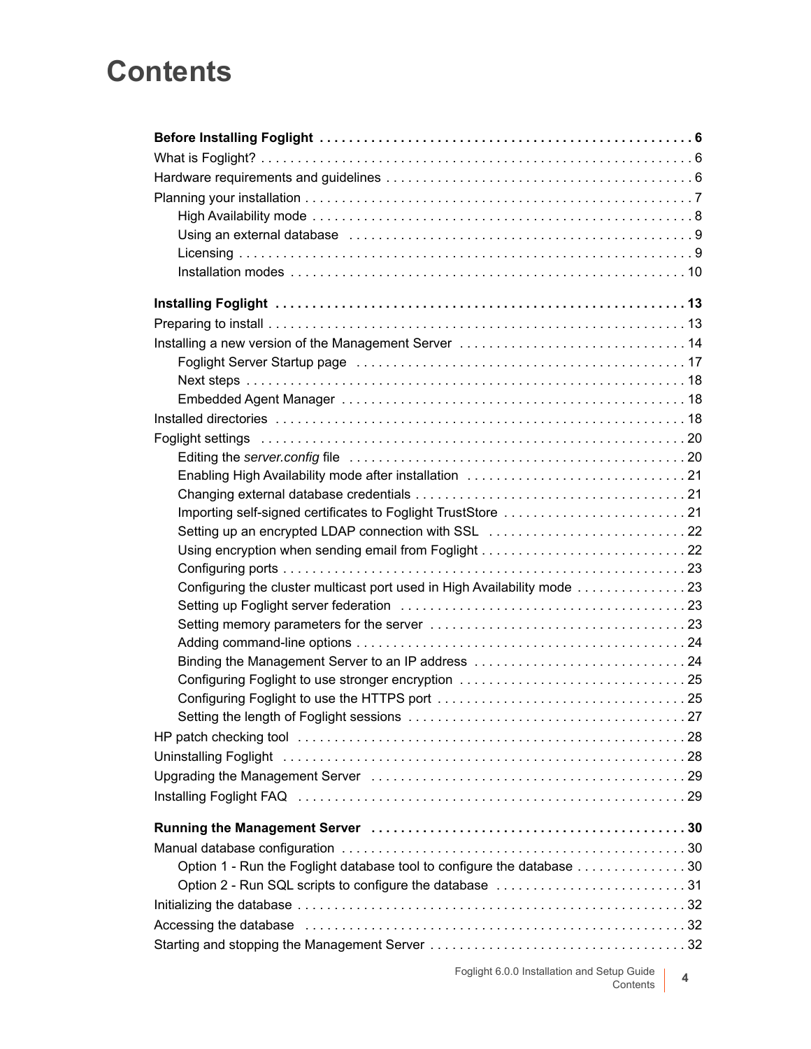# Contents

**Before Installing Foglight . . . . . . . . . . . . . . . . . . . . . . . . . . . . . . . . . . . . . . . . . . . . . . . . . . 6**

What is Foglight? . . . . . . . . . . . . . . . . . . . . . . . . . . . . . . . . . . . . . . . . . . . . . . . . . . . . . . . . . . . 6

Hardware requirements and guidelines . . . . . . . . . . . . . . . . . . . . . . . . . . . . . . . . . . . . . . . . . 6

Planning your installation . . . . . . . . . . . . . . . . . . . . . . . . . . . . . . . . . . . . . . . . . . . . . . . . . . . . . 7

- High Availability mode . . . . . . . . . . . . . . . . . . . . . . . . . . . . . . . . . . . . . . . . . . . . . . . . . . . . 8
- Using an external database . . . . . . . . . . . . . . . . . . . . . . . . . . . . . . . . . . . . . . . . . . . . . . . 9
- Licensing . . . . . . . . . . . . . . . . . . . . . . . . . . . . . . . . . . . . . . . . . . . . . . . . . . . . . . . . . . . . . . 9
- Installation modes . . . . . . . . . . . . . . . . . . . . . . . . . . . . . . . . . . . . . . . . . . . . . . . . . . . . . . 10

**Installing Foglight . . . . . . . . . . . . . . . . . . . . . . . . . . . . . . . . . . . . . . . . . . . . . . . . . . . . . . . 13**

Preparing to install . . . . . . . . . . . . . . . . . . . . . . . . . . . . . . . . . . . . . . . . . . . . . . . . . . . . . . . . . 13

Installing a new version of the Management Server . . . . . . . . . . . . . . . . . . . . . . . . . . . . . . 14

- Foglight Server Startup page . . . . . . . . . . . . . . . . . . . . . . . . . . . . . . . . . . . . . . . . . . . . . . 17
- Next steps . . . . . . . . . . . . . . . . . . . . . . . . . . . . . . . . . . . . . . . . . . . . . . . . . . . . . . . . . . . . . 18
- Embedded Agent Manager . . . . . . . . . . . . . . . . . . . . . . . . . . . . . . . . . . . . . . . . . . . . . . . . 18

Installed directories . . . . . . . . . . . . . . . . . . . . . . . . . . . . . . . . . . . . . . . . . . . . . . . . . . . . . . . . . 18

Foglight settings . . . . . . . . . . . . . . . . . . . . . . . . . . . . . . . . . . . . . . . . . . . . . . . . . . . . . . . . . . . 20

- Editing the *server.config* file . . . . . . . . . . . . . . . . . . . . . . . . . . . . . . . . . . . . . . . . . . . . . . . 20
- Enabling High Availability mode after installation . . . . . . . . . . . . . . . . . . . . . . . . . . . . . . . 21
- Changing external database credentials . . . . . . . . . . . . . . . . . . . . . . . . . . . . . . . . . . . . . . 21
- Importing self-signed certificates to Foglight TrustStore . . . . . . . . . . . . . . . . . . . . . . . . . 21
- Setting up an encrypted LDAP connection with SSL . . . . . . . . . . . . . . . . . . . . . . . . . . . 22
- Using encryption when sending email from Foglight . . . . . . . . . . . . . . . . . . . . . . . . . . . . 22
- Configuring ports . . . . . . . . . . . . . . . . . . . . . . . . . . . . . . . . . . . . . . . . . . . . . . . . . . . . . . . . 23
- Configuring the cluster multicast port used in High Availability mode . . . . . . . . . . . . . . . 23
- Setting up Foglight server federation . . . . . . . . . . . . . . . . . . . . . . . . . . . . . . . . . . . . . . . . 23
- Setting memory parameters for the server . . . . . . . . . . . . . . . . . . . . . . . . . . . . . . . . . . . . 23
- Adding command-line options . . . . . . . . . . . . . . . . . . . . . . . . . . . . . . . . . . . . . . . . . . . . . . 24
- Binding the Management Server to an IP address . . . . . . . . . . . . . . . . . . . . . . . . . . . . . 24
- Configuring Foglight to use stronger encryption . . . . . . . . . . . . . . . . . . . . . . . . . . . . . . . 25
- Configuring Foglight to use the HTTPS port . . . . . . . . . . . . . . . . . . . . . . . . . . . . . . . . . . . 25
- Setting the length of Foglight sessions . . . . . . . . . . . . . . . . . . . . . . . . . . . . . . . . . . . . . . . 27

HP patch checking tool . . . . . . . . . . . . . . . . . . . . . . . . . . . . . . . . . . . . . . . . . . . . . . . . . . . . . . 28

Uninstalling Foglight . . . . . . . . . . . . . . . . . . . . . . . . . . . . . . . . . . . . . . . . . . . . . . . . . . . . . . . . 28

Upgrading the Management Server . . . . . . . . . . . . . . . . . . . . . . . . . . . . . . . . . . . . . . . . . . . . 29

Installing Foglight FAQ . . . . . . . . . . . . . . . . . . . . . . . . . . . . . . . . . . . . . . . . . . . . . . . . . . . . . . 29

**Running the Management Server . . . . . . . . . . . . . . . . . . . . . . . . . . . . . . . . . . . . . . . . . . . . 30**

Manual database configuration . . . . . . . . . . . . . . . . . . . . . . . . . . . . . . . . . . . . . . . . . . . . . . . . 30

- Option 1 - Run the Foglight database tool to configure the database . . . . . . . . . . . . . . . 30
- Option 2 - Run SQL scripts to configure the database . . . . . . . . . . . . . . . . . . . . . . . . . . 31

Initializing the database . . . . . . . . . . . . . . . . . . . . . . . . . . . . . . . . . . . . . . . . . . . . . . . . . . . . . . 32

Accessing the database . . . . . . . . . . . . . . . . . . . . . . . . . . . . . . . . . . . . . . . . . . . . . . . . . . . . . 32

Starting and stopping the Management Server . . . . . . . . . . . . . . . . . . . . . . . . . . . . . . . . . . . 32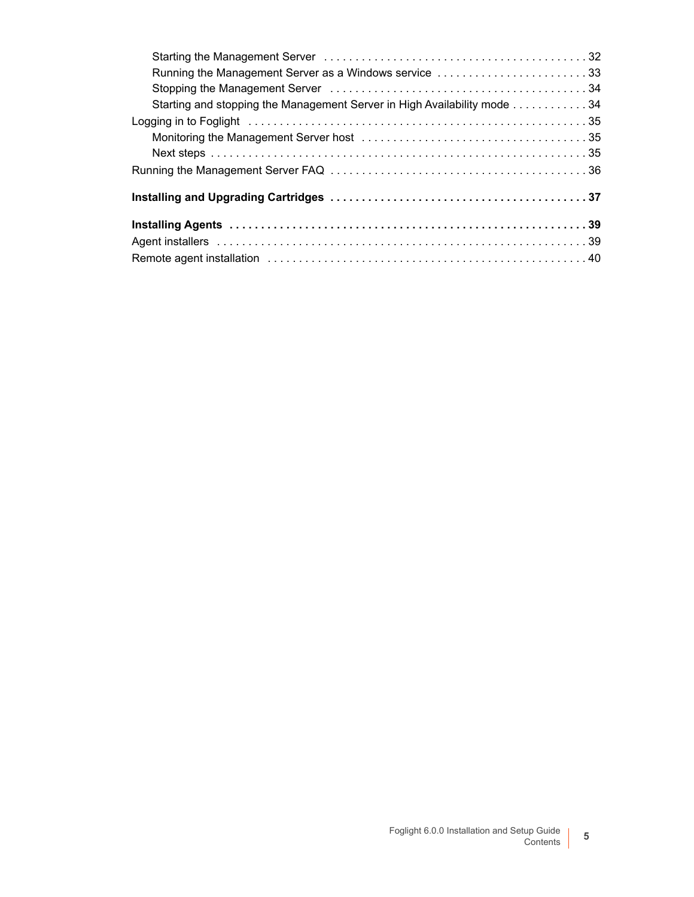- Starting the Management Server . . . . . . . . . . . . . . . . . . . . . . . . . . . . . . . . . . . . . . . . . . 32
- Running the Management Server as a Windows service . . . . . . . . . . . . . . . . . . . . . . . . 33
- Stopping the Management Server . . . . . . . . . . . . . . . . . . . . . . . . . . . . . . . . . . . . . . . . . 34
- Starting and stopping the Management Server in High Availability mode . . . . . . . . . . . . 34

Logging in to Foglight . . . . . . . . . . . . . . . . . . . . . . . . . . . . . . . . . . . . . . . . . . . . . . . . . . . . . 35

- Monitoring the Management Server host . . . . . . . . . . . . . . . . . . . . . . . . . . . . . . . . . . . . 35
- Next steps . . . . . . . . . . . . . . . . . . . . . . . . . . . . . . . . . . . . . . . . . . . . . . . . . . . . . . . . . . . . 35

Running the Management Server FAQ . . . . . . . . . . . . . . . . . . . . . . . . . . . . . . . . . . . . . . . . 36

**Installing and Upgrading Cartridges . . . . . . . . . . . . . . . . . . . . . . . . . . . . . . . . . . . . . . . . 37**

**Installing Agents . . . . . . . . . . . . . . . . . . . . . . . . . . . . . . . . . . . . . . . . . . . . . . . . . . . . . . . . 39**

Agent installers . . . . . . . . . . . . . . . . . . . . . . . . . . . . . . . . . . . . . . . . . . . . . . . . . . . . . . . . . . . 39

Remote agent installation . . . . . . . . . . . . . . . . . . . . . . . . . . . . . . . . . . . . . . . . . . . . . . . . . . . 40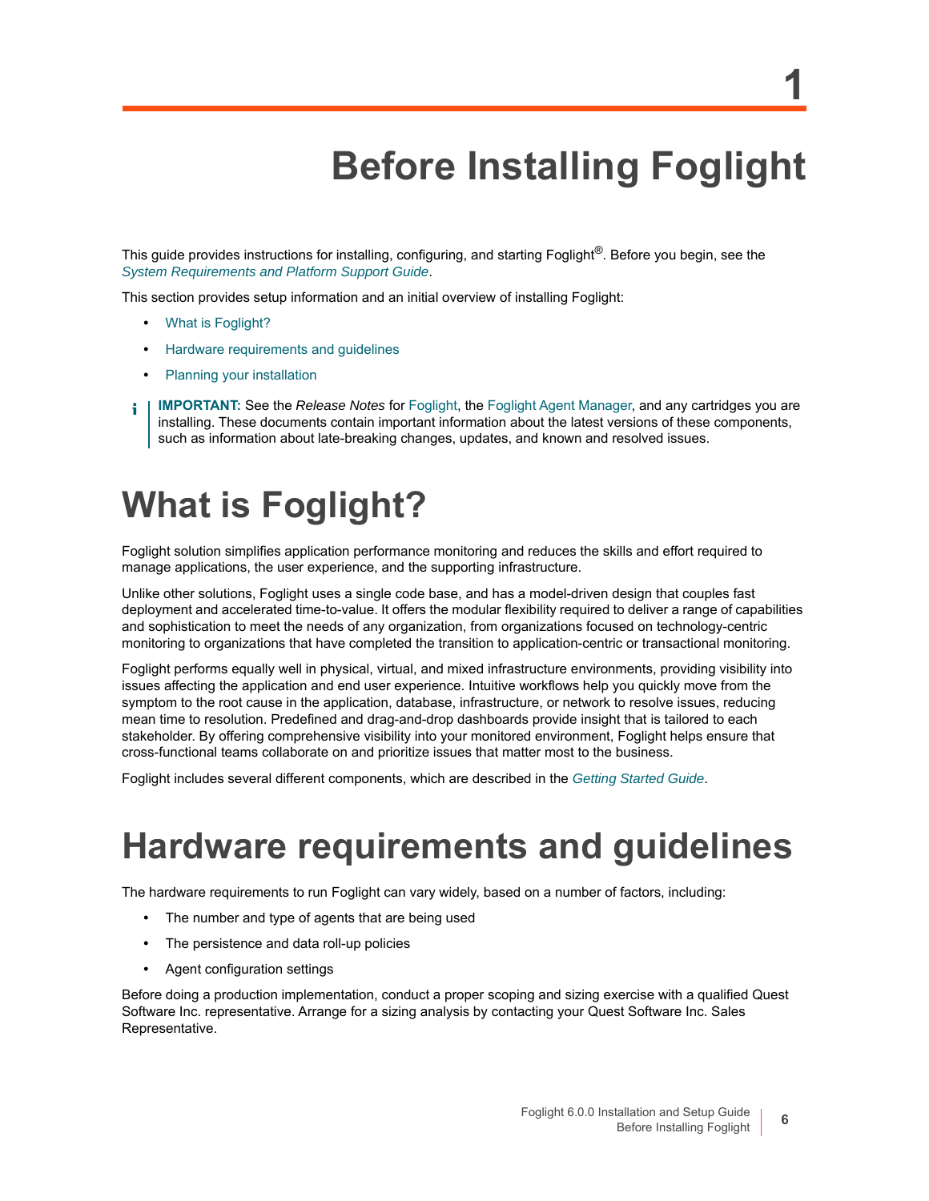# 1

# Before Installing Foglight

This guide provides instructions for installing, configuring, and starting Foglight®. Before you begin, see the *System Requirements and Platform Support Guide*.

This section provides setup information and an initial overview of installing Foglight:

- What is Foglight?
- Hardware requirements and guidelines
- Planning your installation

> **IMPORTANT:** See the *Release Notes* for Foglight, the Foglight Agent Manager, and any cartridges you are installing. These documents contain important information about the latest versions of these components, such as information about late-breaking changes, updates, and known and resolved issues.

## What is Foglight?

Foglight solution simplifies application performance monitoring and reduces the skills and effort required to manage applications, the user experience, and the supporting infrastructure.

Unlike other solutions, Foglight uses a single code base, and has a model-driven design that couples fast deployment and accelerated time-to-value. It offers the modular flexibility required to deliver a range of capabilities and sophistication to meet the needs of any organization, from organizations focused on technology-centric monitoring to organizations that have completed the transition to application-centric or transactional monitoring.

Foglight performs equally well in physical, virtual, and mixed infrastructure environments, providing visibility into issues affecting the application and end user experience. Intuitive workflows help you quickly move from the symptom to the root cause in the application, database, infrastructure, or network to resolve issues, reducing mean time to resolution. Predefined and drag-and-drop dashboards provide insight that is tailored to each stakeholder. By offering comprehensive visibility into your monitored environment, Foglight helps ensure that cross-functional teams collaborate on and prioritize issues that matter most to the business.

Foglight includes several different components, which are described in the *Getting Started Guide*.

## Hardware requirements and guidelines

The hardware requirements to run Foglight can vary widely, based on a number of factors, including:

- The number and type of agents that are being used
- The persistence and data roll-up policies
- Agent configuration settings

Before doing a production implementation, conduct a proper scoping and sizing exercise with a qualified Quest Software Inc. representative. Arrange for a sizing analysis by contacting your Quest Software Inc. Sales Representative.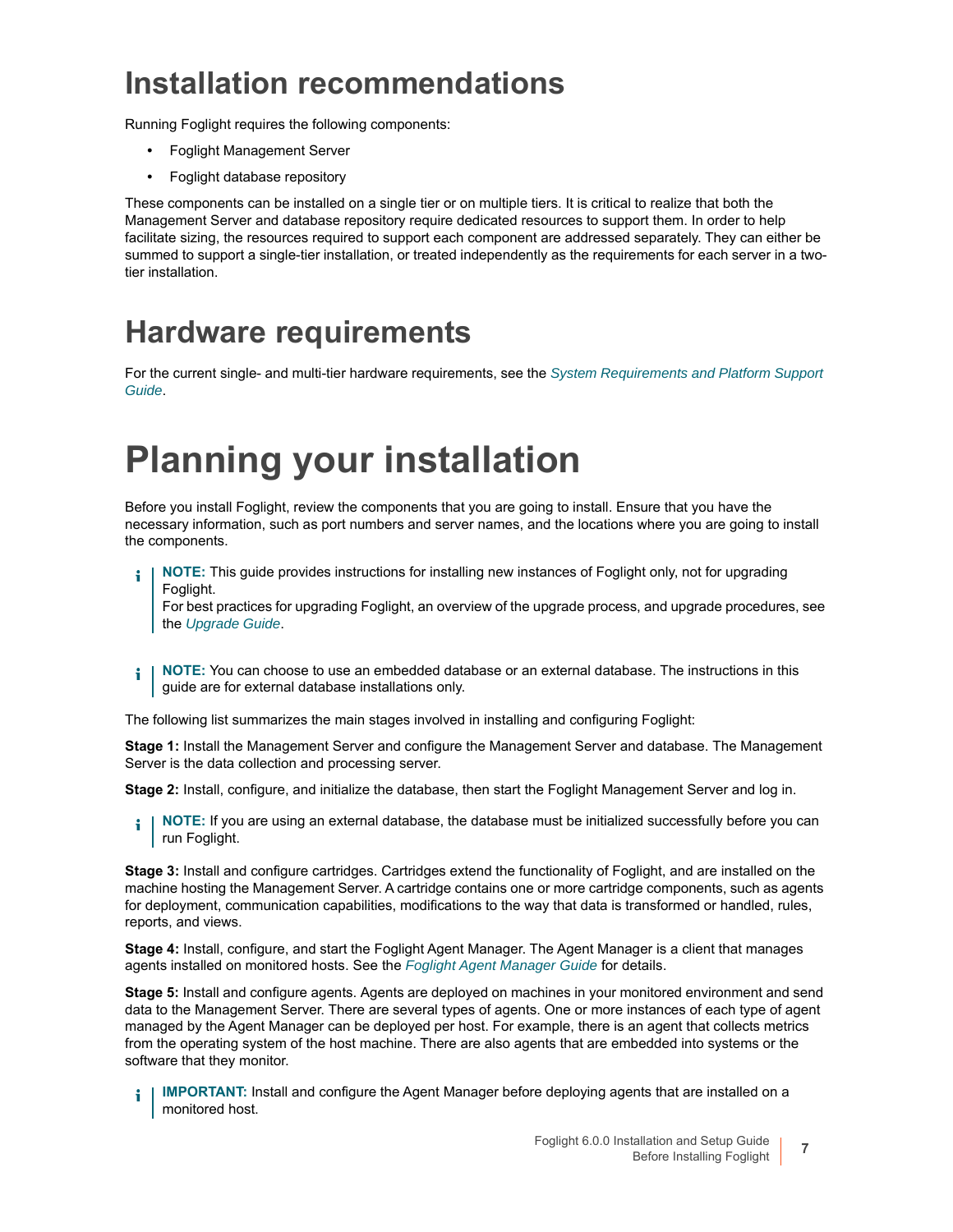## Installation recommendations

Running Foglight requires the following components:

- Foglight Management Server
- Foglight database repository

These components can be installed on a single tier or on multiple tiers. It is critical to realize that both the Management Server and database repository require dedicated resources to support them. In order to help facilitate sizing, the resources required to support each component are addressed separately. They can either be summed to support a single-tier installation, or treated independently as the requirements for each server in a two-tier installation.

## Hardware requirements

For the current single- and multi-tier hardware requirements, see the *System Requirements and Platform Support Guide*.

# Planning your installation

Before you install Foglight, review the components that you are going to install. Ensure that you have the necessary information, such as port numbers and server names, and the locations where you are going to install the components.

> **NOTE:** This guide provides instructions for installing new instances of Foglight only, not for upgrading Foglight.
> For best practices for upgrading Foglight, an overview of the upgrade process, and upgrade procedures, see the *Upgrade Guide*.

> **NOTE:** You can choose to use an embedded database or an external database. The instructions in this guide are for external database installations only.

The following list summarizes the main stages involved in installing and configuring Foglight:

**Stage 1:** Install the Management Server and configure the Management Server and database. The Management Server is the data collection and processing server.

**Stage 2:** Install, configure, and initialize the database, then start the Foglight Management Server and log in.

> **NOTE:** If you are using an external database, the database must be initialized successfully before you can run Foglight.

**Stage 3:** Install and configure cartridges. Cartridges extend the functionality of Foglight, and are installed on the machine hosting the Management Server. A cartridge contains one or more cartridge components, such as agents for deployment, communication capabilities, modifications to the way that data is transformed or handled, rules, reports, and views.

**Stage 4:** Install, configure, and start the Foglight Agent Manager. The Agent Manager is a client that manages agents installed on monitored hosts. See the *Foglight Agent Manager Guide* for details.

**Stage 5:** Install and configure agents. Agents are deployed on machines in your monitored environment and send data to the Management Server. There are several types of agents. One or more instances of each type of agent managed by the Agent Manager can be deployed per host. For example, there is an agent that collects metrics from the operating system of the host machine. There are also agents that are embedded into systems or the software that they monitor.

> **IMPORTANT:** Install and configure the Agent Manager before deploying agents that are installed on a monitored host.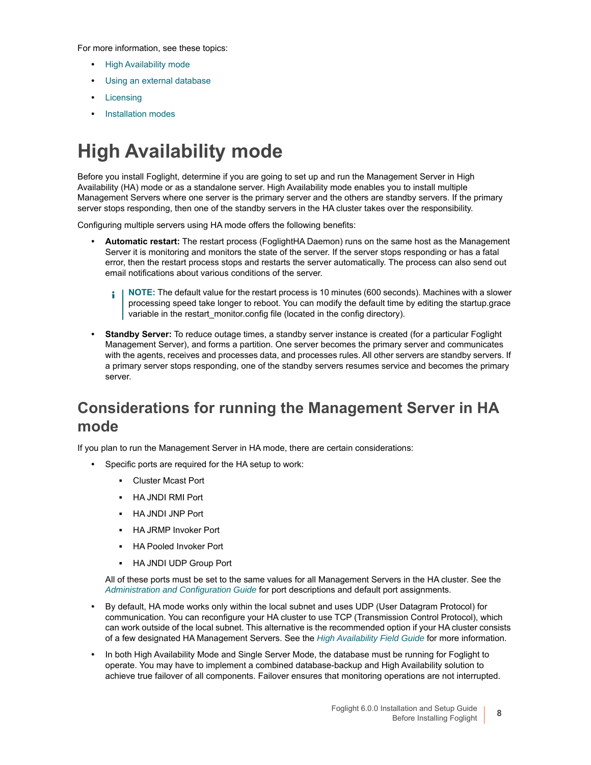For more information, see these topics:

- High Availability mode
- Using an external database
- Licensing
- Installation modes

# High Availability mode

Before you install Foglight, determine if you are going to set up and run the Management Server in High Availability (HA) mode or as a standalone server. High Availability mode enables you to install multiple Management Servers where one server is the primary server and the others are standby servers. If the primary server stops responding, then one of the standby servers in the HA cluster takes over the responsibility.

Configuring multiple servers using HA mode offers the following benefits:

- **Automatic restart:** The restart process (FoglightHA Daemon) runs on the same host as the Management Server it is monitoring and monitors the state of the server. If the server stops responding or has a fatal error, then the restart process stops and restarts the server automatically. The process can also send out email notifications about various conditions of the server.

  > **NOTE:** The default value for the restart process is 10 minutes (600 seconds). Machines with a slower processing speed take longer to reboot. You can modify the default time by editing the startup.grace variable in the restart_monitor.config file (located in the config directory).

- **Standby Server:** To reduce outage times, a standby server instance is created (for a particular Foglight Management Server), and forms a partition. One server becomes the primary server and communicates with the agents, receives and processes data, and processes rules. All other servers are standby servers. If a primary server stops responding, one of the standby servers resumes service and becomes the primary server.

## Considerations for running the Management Server in HA mode

If you plan to run the Management Server in HA mode, there are certain considerations:

- Specific ports are required for the HA setup to work:
  - Cluster Mcast Port
  - HA JNDI RMI Port
  - HA JNDI JNP Port
  - HA JRMP Invoker Port
  - HA Pooled Invoker Port
  - HA JNDI UDP Group Port

  All of these ports must be set to the same values for all Management Servers in the HA cluster. See the *Administration and Configuration Guide* for port descriptions and default port assignments.

- By default, HA mode works only within the local subnet and uses UDP (User Datagram Protocol) for communication. You can reconfigure your HA cluster to use TCP (Transmission Control Protocol), which can work outside of the local subnet. This alternative is the recommended option if your HA cluster consists of a few designated HA Management Servers. See the *High Availability Field Guide* for more information.
- In both High Availability Mode and Single Server Mode, the database must be running for Foglight to operate. You may have to implement a combined database-backup and High Availability solution to achieve true failover of all components. Failover ensures that monitoring operations are not interrupted.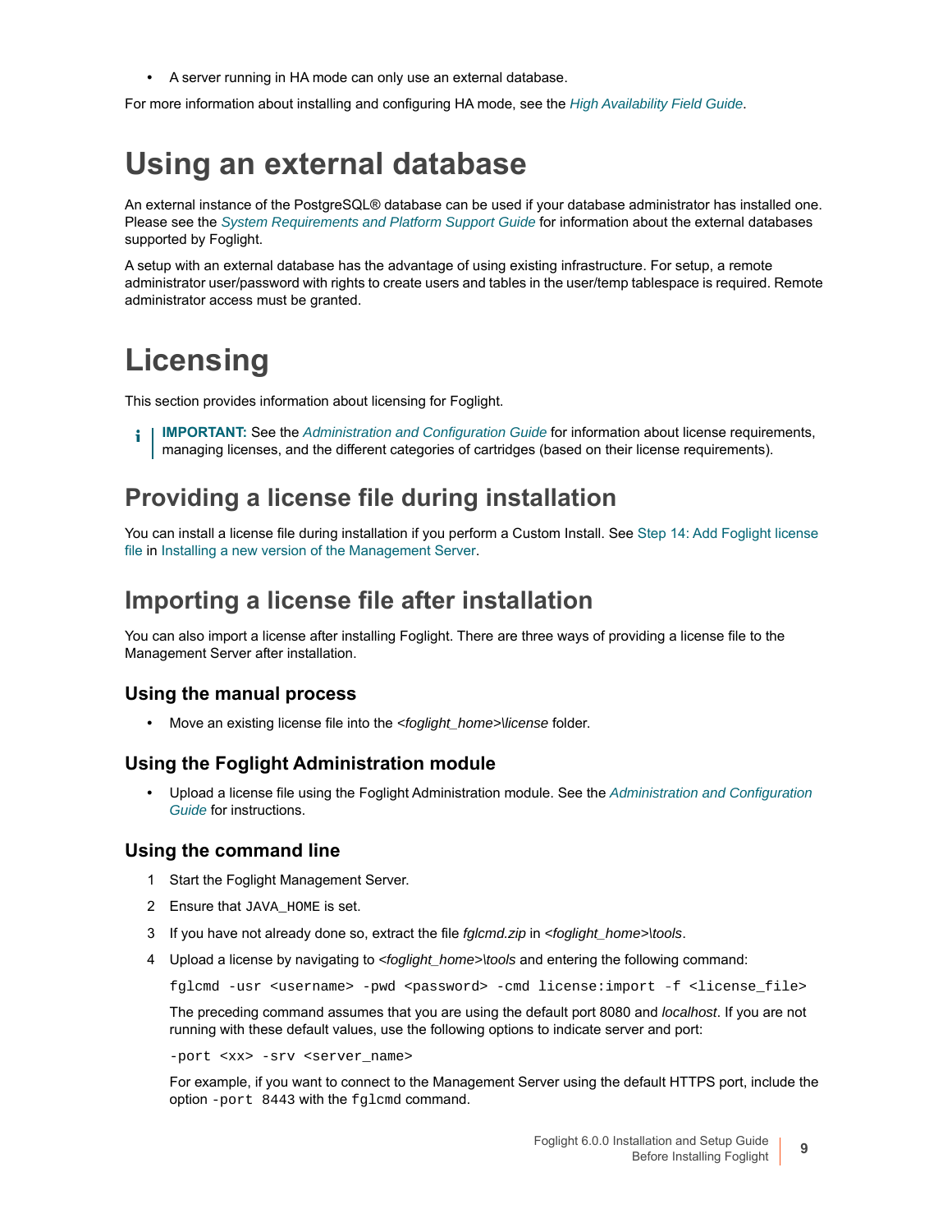- A server running in HA mode can only use an external database.

For more information about installing and configuring HA mode, see the *High Availability Field Guide*.

# Using an external database

An external instance of the PostgreSQL® database can be used if your database administrator has installed one. Please see the *System Requirements and Platform Support Guide* for information about the external databases supported by Foglight.

A setup with an external database has the advantage of using existing infrastructure. For setup, a remote administrator user/password with rights to create users and tables in the user/temp tablespace is required. Remote administrator access must be granted.

# Licensing

This section provides information about licensing for Foglight.

> **IMPORTANT:** See the *Administration and Configuration Guide* for information about license requirements, managing licenses, and the different categories of cartridges (based on their license requirements).

## Providing a license file during installation

You can install a license file during installation if you perform a Custom Install. See Step 14: Add Foglight license file in Installing a new version of the Management Server.

## Importing a license file after installation

You can also import a license after installing Foglight. There are three ways of providing a license file to the Management Server after installation.

### Using the manual process

- Move an existing license file into the *<foglight_home>\license* folder.

### Using the Foglight Administration module

- Upload a license file using the Foglight Administration module. See the *Administration and Configuration Guide* for instructions.

### Using the command line

1. Start the Foglight Management Server.
2. Ensure that `JAVA_HOME` is set.
3. If you have not already done so, extract the file *fglcmd.zip* in *<foglight_home>\tools*.
4. Upload a license by navigating to *<foglight_home>\tools* and entering the following command:

   ```
   fglcmd -usr <username> -pwd <password> -cmd license:import -f <license_file>
   ```

   The preceding command assumes that you are using the default port 8080 and *localhost*. If you are not running with these default values, use the following options to indicate server and port:

   ```
   -port <xx> -srv <server_name>
   ```

   For example, if you want to connect to the Management Server using the default HTTPS port, include the option `-port 8443` with the `fglcmd` command.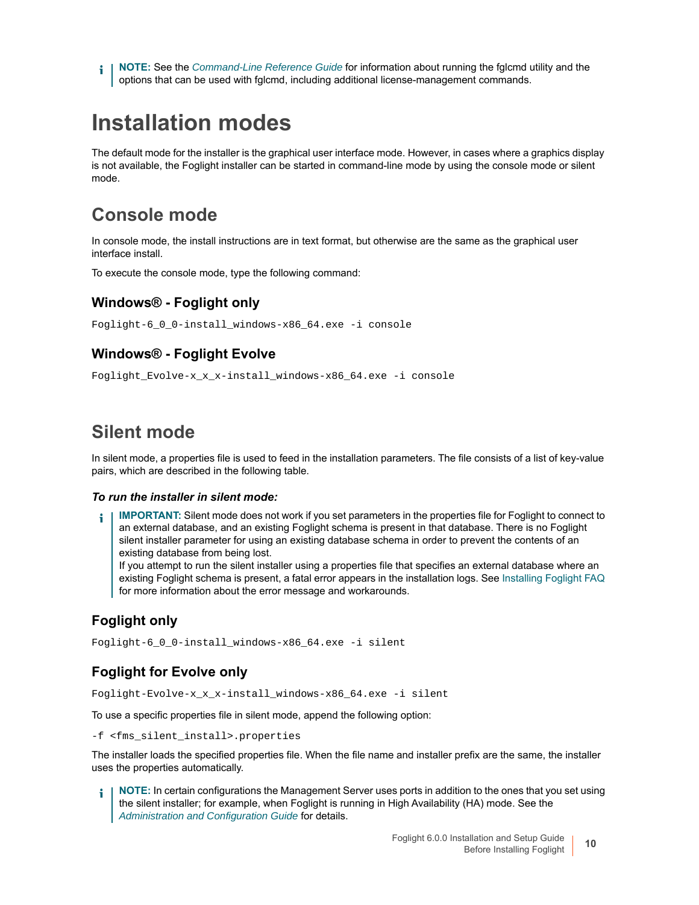**NOTE:** See the *Command-Line Reference Guide* for information about running the fglcmd utility and the options that can be used with fglcmd, including additional license-management commands.

# Installation modes

The default mode for the installer is the graphical user interface mode. However, in cases where a graphics display is not available, the Foglight installer can be started in command-line mode by using the console mode or silent mode.

## Console mode

In console mode, the install instructions are in text format, but otherwise are the same as the graphical user interface install.

To execute the console mode, type the following command:

### Windows® - Foglight only

```
Foglight-6_0_0-install_windows-x86_64.exe -i console
```

### Windows® - Foglight Evolve

```
Foglight_Evolve-x_x_x-install_windows-x86_64.exe -i console
```

## Silent mode

In silent mode, a properties file is used to feed in the installation parameters. The file consists of a list of key-value pairs, which are described in the following table.

***To run the installer in silent mode:***

**IMPORTANT:** Silent mode does not work if you set parameters in the properties file for Foglight to connect to an external database, and an existing Foglight schema is present in that database. There is no Foglight silent installer parameter for using an existing database schema in order to prevent the contents of an existing database from being lost.
If you attempt to run the silent installer using a properties file that specifies an external database where an existing Foglight schema is present, a fatal error appears in the installation logs. See Installing Foglight FAQ for more information about the error message and workarounds.

### Foglight only

```
Foglight-6_0_0-install_windows-x86_64.exe -i silent
```

### Foglight for Evolve only

```
Foglight-Evolve-x_x_x-install_windows-x86_64.exe -i silent
```

To use a specific properties file in silent mode, append the following option:

```
-f <fms_silent_install>.properties
```

The installer loads the specified properties file. When the file name and installer prefix are the same, the installer uses the properties automatically.

**NOTE:** In certain configurations the Management Server uses ports in addition to the ones that you set using the silent installer; for example, when Foglight is running in High Availability (HA) mode. See the *Administration and Configuration Guide* for details.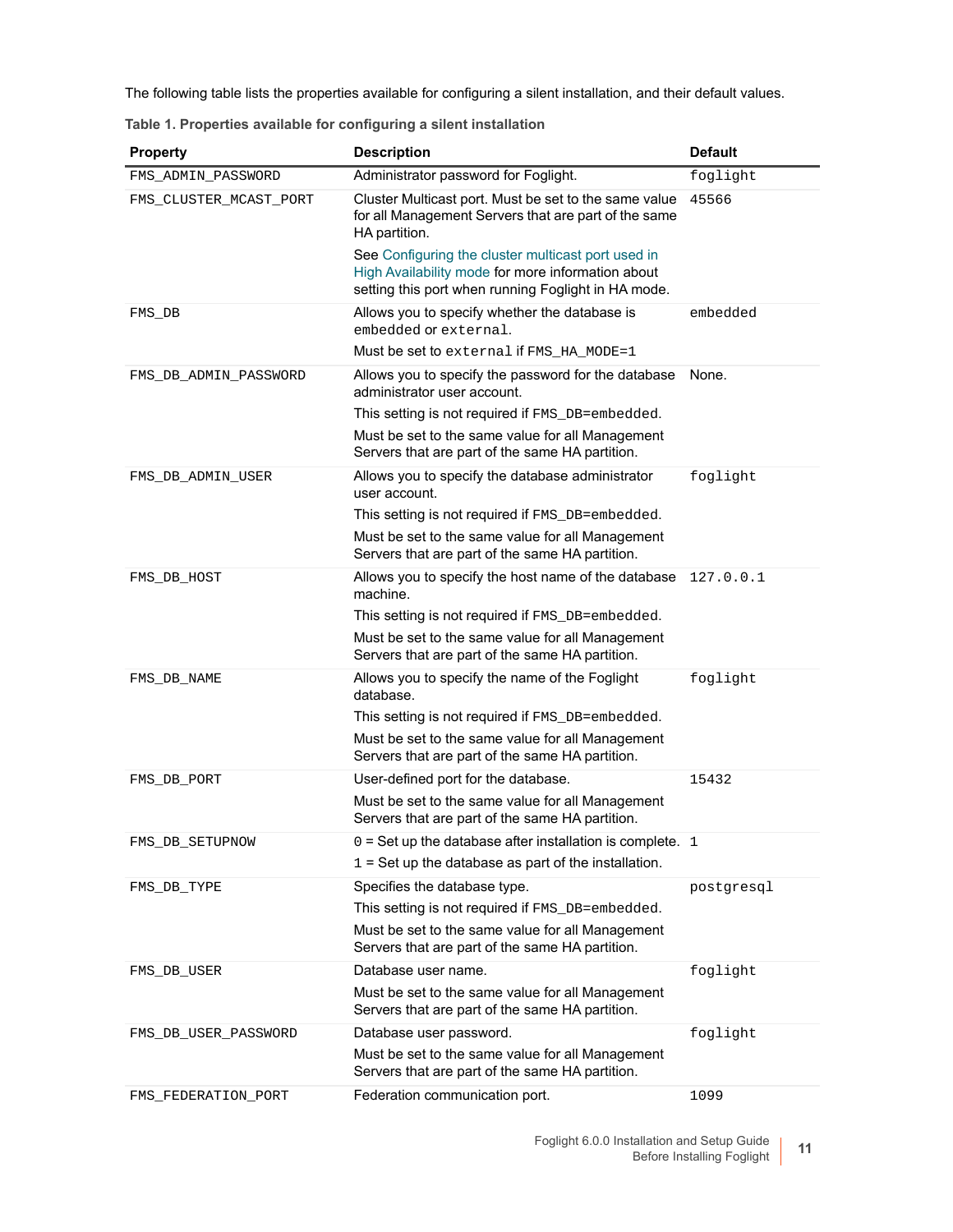The following table lists the properties available for configuring a silent installation, and their default values.

**Table 1. Properties available for configuring a silent installation**

| Property | Description | Default |
| --- | --- | --- |
| FMS_ADMIN_PASSWORD | Administrator password for Foglight. | foglight |
| FMS_CLUSTER_MCAST_PORT | Cluster Multicast port. Must be set to the same value for all Management Servers that are part of the same HA partition.<br><br>See Configuring the cluster multicast port used in High Availability mode for more information about setting this port when running Foglight in HA mode. | 45566 |
| FMS_DB | Allows you to specify whether the database is embedded or external.<br><br>Must be set to external if FMS_HA_MODE=1 | embedded |
| FMS_DB_ADMIN_PASSWORD | Allows you to specify the password for the database administrator user account.<br><br>This setting is not required if FMS_DB=embedded.<br><br>Must be set to the same value for all Management Servers that are part of the same HA partition. | None. |
| FMS_DB_ADMIN_USER | Allows you to specify the database administrator user account.<br><br>This setting is not required if FMS_DB=embedded.<br><br>Must be set to the same value for all Management Servers that are part of the same HA partition. | foglight |
| FMS_DB_HOST | Allows you to specify the host name of the database machine.<br><br>This setting is not required if FMS_DB=embedded.<br><br>Must be set to the same value for all Management Servers that are part of the same HA partition. | 127.0.0.1 |
| FMS_DB_NAME | Allows you to specify the name of the Foglight database.<br><br>This setting is not required if FMS_DB=embedded.<br><br>Must be set to the same value for all Management Servers that are part of the same HA partition. | foglight |
| FMS_DB_PORT | User-defined port for the database.<br><br>Must be set to the same value for all Management Servers that are part of the same HA partition. | 15432 |
| FMS_DB_SETUPNOW | 0 = Set up the database after installation is complete.<br><br>1 = Set up the database as part of the installation. | 1 |
| FMS_DB_TYPE | Specifies the database type.<br><br>This setting is not required if FMS_DB=embedded.<br><br>Must be set to the same value for all Management Servers that are part of the same HA partition. | postgresql |
| FMS_DB_USER | Database user name.<br><br>Must be set to the same value for all Management Servers that are part of the same HA partition. | foglight |
| FMS_DB_USER_PASSWORD | Database user password.<br><br>Must be set to the same value for all Management Servers that are part of the same HA partition. | foglight |
| FMS_FEDERATION_PORT | Federation communication port. | 1099 |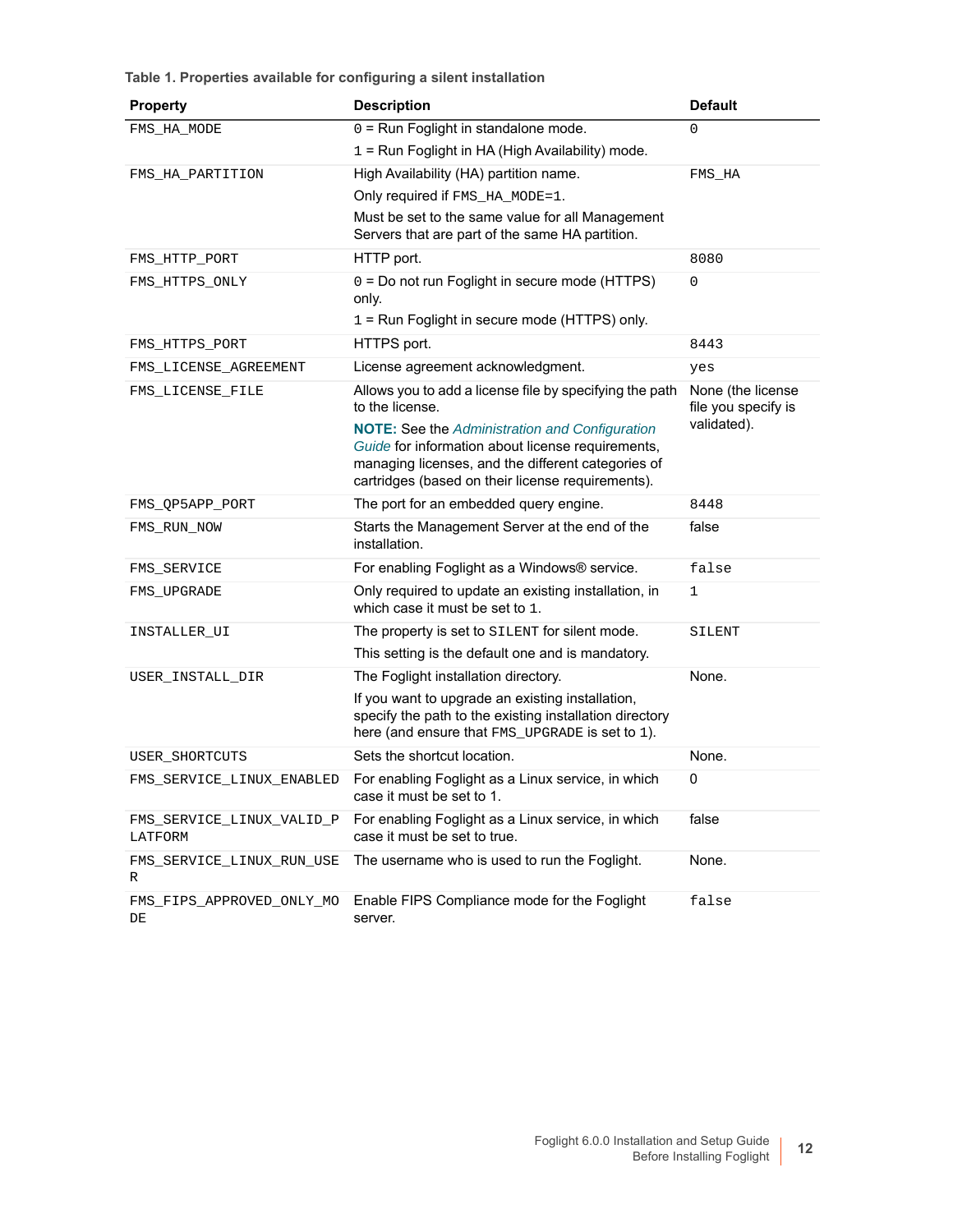**Table 1. Properties available for configuring a silent installation**

| Property | Description | Default |
|---|---|---|
| FMS_HA_MODE | 0 = Run Foglight in standalone mode.<br>1 = Run Foglight in HA (High Availability) mode. | 0 |
| FMS_HA_PARTITION | High Availability (HA) partition name.<br>Only required if FMS_HA_MODE=1.<br>Must be set to the same value for all Management Servers that are part of the same HA partition. | FMS_HA |
| FMS_HTTP_PORT | HTTP port. | 8080 |
| FMS_HTTPS_ONLY | 0 = Do not run Foglight in secure mode (HTTPS) only.<br>1 = Run Foglight in secure mode (HTTPS) only. | 0 |
| FMS_HTTPS_PORT | HTTPS port. | 8443 |
| FMS_LICENSE_AGREEMENT | License agreement acknowledgment. | yes |
| FMS_LICENSE_FILE | Allows you to add a license file by specifying the path to the license.<br>**NOTE:** See the *Administration and Configuration Guide* for information about license requirements, managing licenses, and the different categories of cartridges (based on their license requirements). | None (the license file you specify is validated). |
| FMS_QP5APP_PORT | The port for an embedded query engine. | 8448 |
| FMS_RUN_NOW | Starts the Management Server at the end of the installation. | false |
| FMS_SERVICE | For enabling Foglight as a Windows® service. | false |
| FMS_UPGRADE | Only required to update an existing installation, in which case it must be set to 1. | 1 |
| INSTALLER_UI | The property is set to SILENT for silent mode.<br>This setting is the default one and is mandatory. | SILENT |
| USER_INSTALL_DIR | The Foglight installation directory.<br>If you want to upgrade an existing installation, specify the path to the existing installation directory here (and ensure that FMS_UPGRADE is set to 1). | None. |
| USER_SHORTCUTS | Sets the shortcut location. | None. |
| FMS_SERVICE_LINUX_ENABLED | For enabling Foglight as a Linux service, in which case it must be set to 1. | 0 |
| FMS_SERVICE_LINUX_VALID_PLATFORM | For enabling Foglight as a Linux service, in which case it must be set to true. | false |
| FMS_SERVICE_LINUX_RUN_USER | The username who is used to run the Foglight. | None. |
| FMS_FIPS_APPROVED_ONLY_MODE | Enable FIPS Compliance mode for the Foglight server. | false |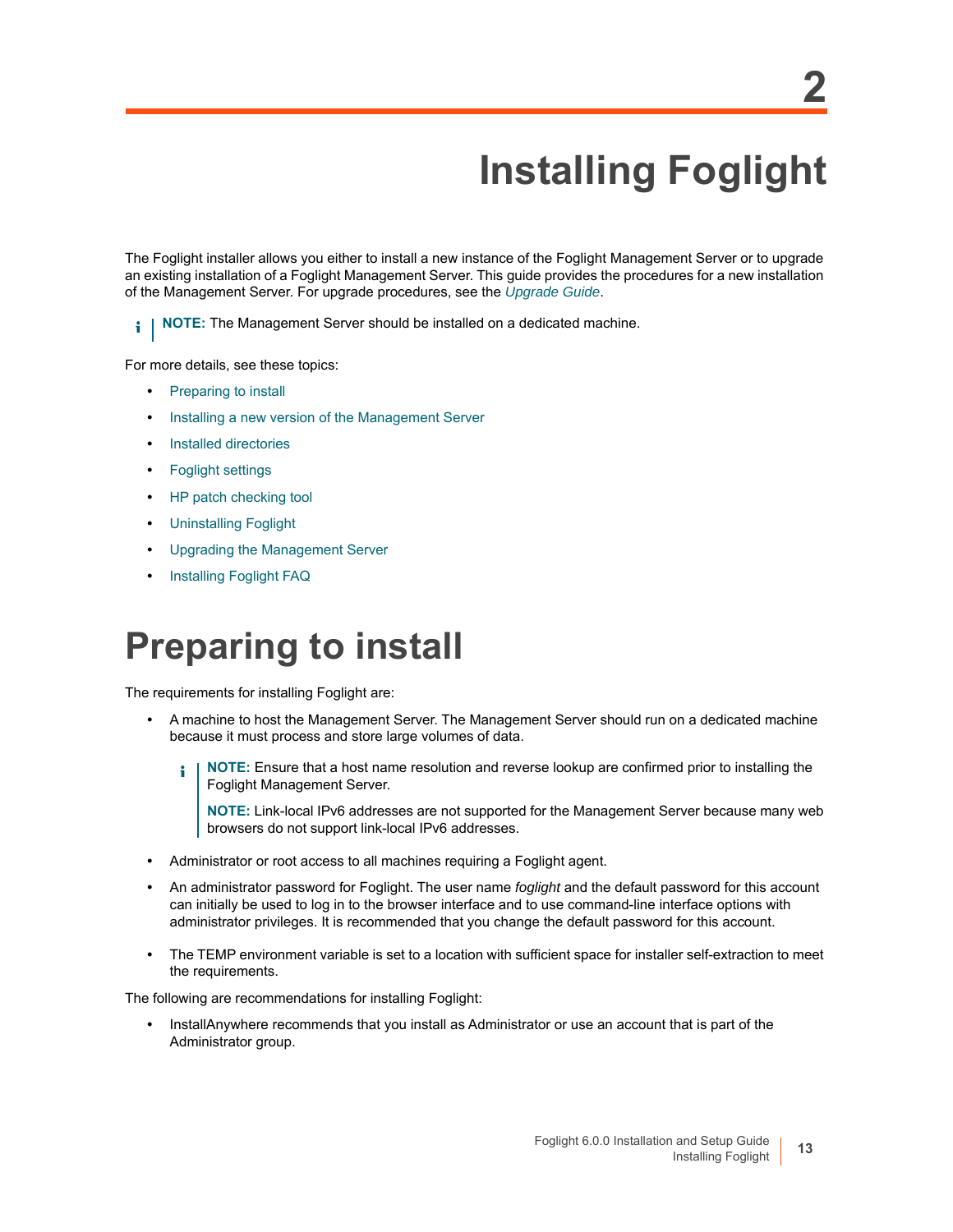# 2

# Installing Foglight

The Foglight installer allows you either to install a new instance of the Foglight Management Server or to upgrade an existing installation of a Foglight Management Server. This guide provides the procedures for a new installation of the Management Server. For upgrade procedures, see the *Upgrade Guide*.

> **NOTE:** The Management Server should be installed on a dedicated machine.

For more details, see these topics:

- Preparing to install
- Installing a new version of the Management Server
- Installed directories
- Foglight settings
- HP patch checking tool
- Uninstalling Foglight
- Upgrading the Management Server
- Installing Foglight FAQ

## Preparing to install

The requirements for installing Foglight are:

- A machine to host the Management Server. The Management Server should run on a dedicated machine because it must process and store large volumes of data.

  > **NOTE:** Ensure that a host name resolution and reverse lookup are confirmed prior to installing the Foglight Management Server.
  >
  > **NOTE:** Link-local IPv6 addresses are not supported for the Management Server because many web browsers do not support link-local IPv6 addresses.

- Administrator or root access to all machines requiring a Foglight agent.
- An administrator password for Foglight. The user name *foglight* and the default password for this account can initially be used to log in to the browser interface and to use command-line interface options with administrator privileges. It is recommended that you change the default password for this account.
- The TEMP environment variable is set to a location with sufficient space for installer self-extraction to meet the requirements.

The following are recommendations for installing Foglight:

- InstallAnywhere recommends that you install as Administrator or use an account that is part of the Administrator group.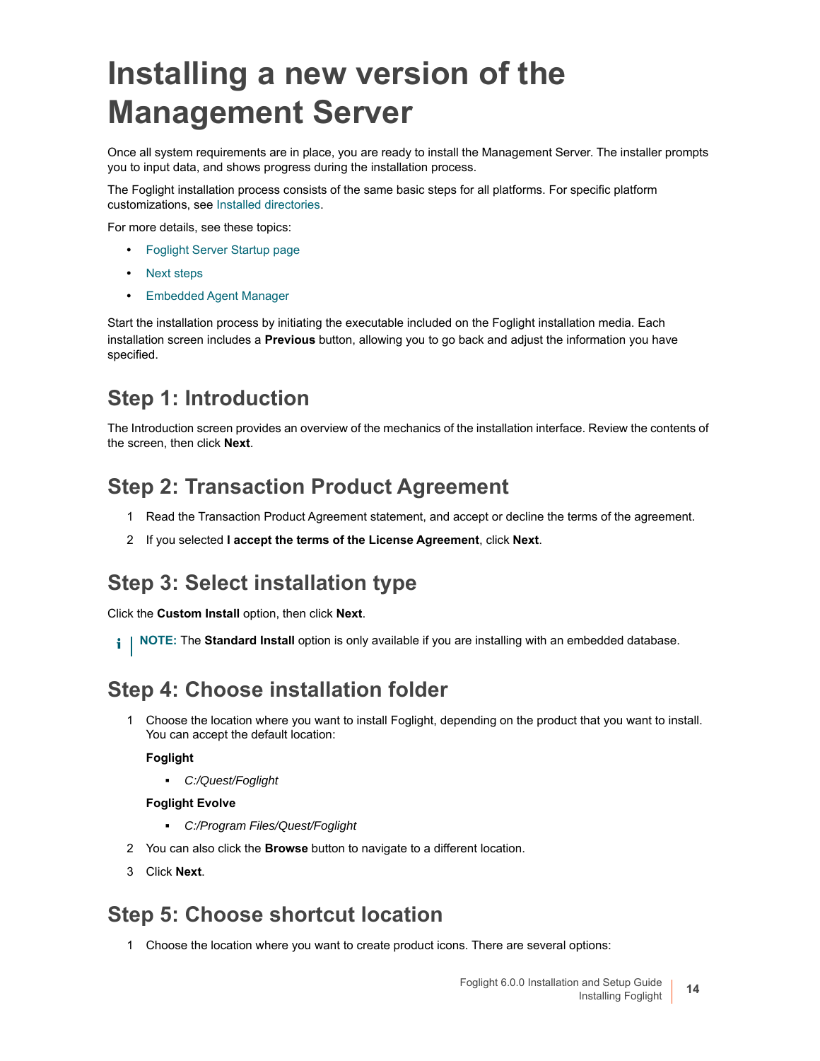# Installing a new version of the Management Server

Once all system requirements are in place, you are ready to install the Management Server. The installer prompts you to input data, and shows progress during the installation process.

The Foglight installation process consists of the same basic steps for all platforms. For specific platform customizations, see Installed directories.

For more details, see these topics:

- Foglight Server Startup page
- Next steps
- Embedded Agent Manager

Start the installation process by initiating the executable included on the Foglight installation media. Each installation screen includes a **Previous** button, allowing you to go back and adjust the information you have specified.

## Step 1: Introduction

The Introduction screen provides an overview of the mechanics of the installation interface. Review the contents of the screen, then click **Next**.

## Step 2: Transaction Product Agreement

1. Read the Transaction Product Agreement statement, and accept or decline the terms of the agreement.
2. If you selected **I accept the terms of the License Agreement**, click **Next**.

## Step 3: Select installation type

Click the **Custom Install** option, then click **Next**.

**NOTE:** The **Standard Install** option is only available if you are installing with an embedded database.

## Step 4: Choose installation folder

1. Choose the location where you want to install Foglight, depending on the product that you want to install. You can accept the default location:

   **Foglight**

   - *C:/Quest/Foglight*

   **Foglight Evolve**

   - *C:/Program Files/Quest/Foglight*

2. You can also click the **Browse** button to navigate to a different location.
3. Click **Next**.

## Step 5: Choose shortcut location

1. Choose the location where you want to create product icons. There are several options: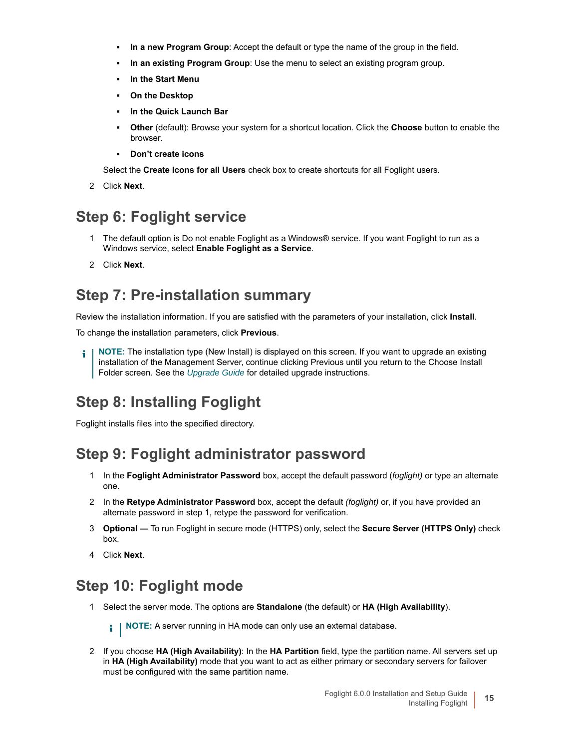- **In a new Program Group**: Accept the default or type the name of the group in the field.
- **In an existing Program Group**: Use the menu to select an existing program group.
- **In the Start Menu**
- **On the Desktop**
- **In the Quick Launch Bar**
- **Other** (default): Browse your system for a shortcut location. Click the **Choose** button to enable the browser.
- **Don't create icons**

Select the **Create Icons for all Users** check box to create shortcuts for all Foglight users.

2 Click **Next**.

## Step 6: Foglight service

1 The default option is Do not enable Foglight as a Windows® service. If you want Foglight to run as a Windows service, select **Enable Foglight as a Service**.

2 Click **Next**.

## Step 7: Pre-installation summary

Review the installation information. If you are satisfied with the parameters of your installation, click **Install**.

To change the installation parameters, click **Previous**.

> **NOTE:** The installation type (New Install) is displayed on this screen. If you want to upgrade an existing installation of the Management Server, continue clicking Previous until you return to the Choose Install Folder screen. See the *Upgrade Guide* for detailed upgrade instructions.

## Step 8: Installing Foglight

Foglight installs files into the specified directory.

## Step 9: Foglight administrator password

1 In the **Foglight Administrator Password** box, accept the default password (*foglight)* or type an alternate one.

2 In the **Retype Administrator Password** box, accept the default *(foglight)* or, if you have provided an alternate password in step 1, retype the password for verification.

3 **Optional —** To run Foglight in secure mode (HTTPS) only, select the **Secure Server (HTTPS Only)** check box.

4 Click **Next**.

## Step 10: Foglight mode

1 Select the server mode. The options are **Standalone** (the default) or **HA (High Availability)**.

> **NOTE:** A server running in HA mode can only use an external database.

2 If you choose **HA (High Availability)**: In the **HA Partition** field, type the partition name. All servers set up in **HA (High Availability)** mode that you want to act as either primary or secondary servers for failover must be configured with the same partition name.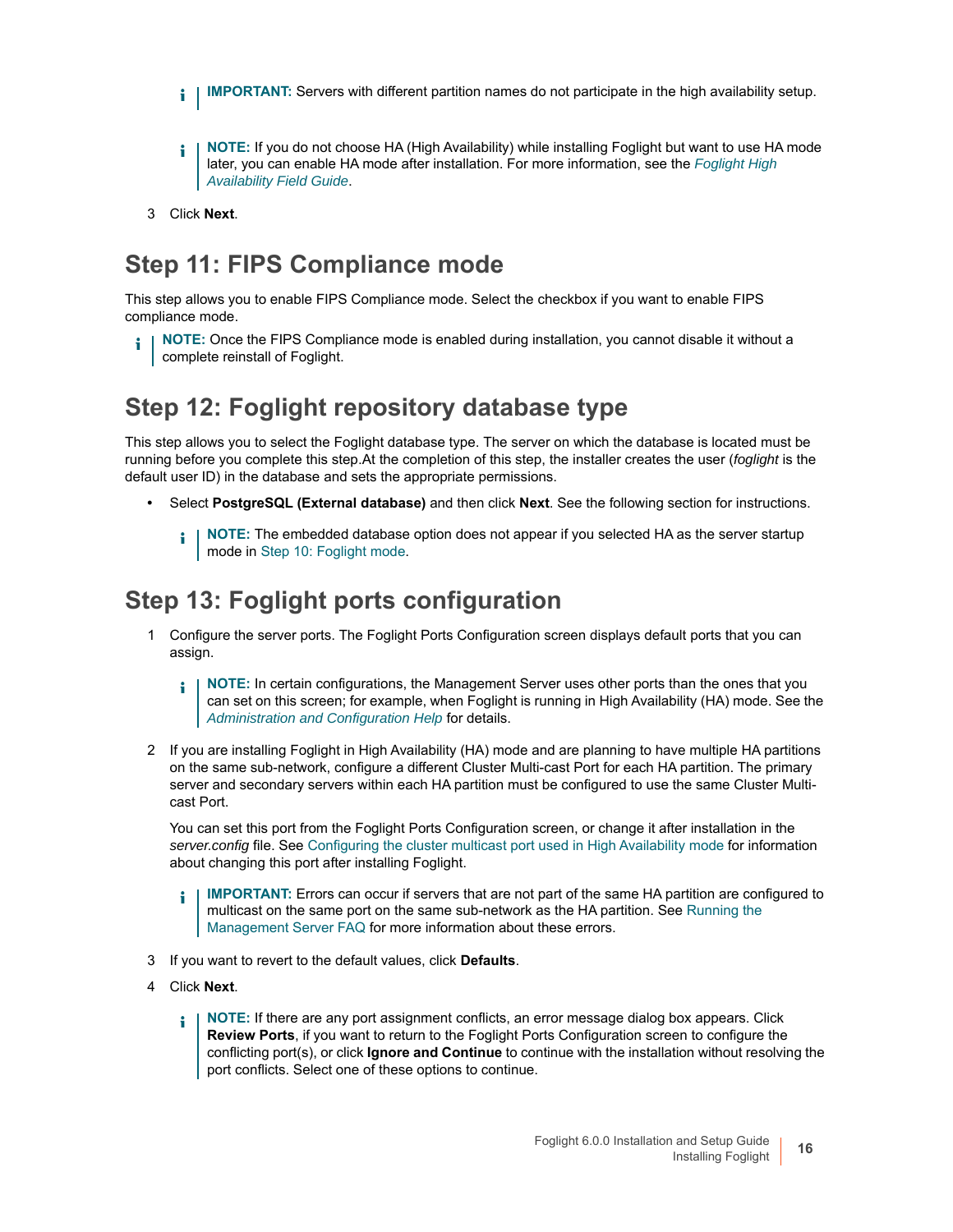**IMPORTANT:** Servers with different partition names do not participate in the high availability setup.

**NOTE:** If you do not choose HA (High Availability) while installing Foglight but want to use HA mode later, you can enable HA mode after installation. For more information, see the *Foglight High Availability Field Guide*.

3 Click **Next**.

## Step 11: FIPS Compliance mode

This step allows you to enable FIPS Compliance mode. Select the checkbox if you want to enable FIPS compliance mode.

**NOTE:** Once the FIPS Compliance mode is enabled during installation, you cannot disable it without a complete reinstall of Foglight.

## Step 12: Foglight repository database type

This step allows you to select the Foglight database type. The server on which the database is located must be running before you complete this step.At the completion of this step, the installer creates the user (*foglight* is the default user ID) in the database and sets the appropriate permissions.

- Select **PostgreSQL (External database)** and then click **Next**. See the following section for instructions.

  **NOTE:** The embedded database option does not appear if you selected HA as the server startup mode in Step 10: Foglight mode.

## Step 13: Foglight ports configuration

1 Configure the server ports. The Foglight Ports Configuration screen displays default ports that you can assign.

   **NOTE:** In certain configurations, the Management Server uses other ports than the ones that you can set on this screen; for example, when Foglight is running in High Availability (HA) mode. See the *Administration and Configuration Help* for details.

2 If you are installing Foglight in High Availability (HA) mode and are planning to have multiple HA partitions on the same sub-network, configure a different Cluster Multi-cast Port for each HA partition. The primary server and secondary servers within each HA partition must be configured to use the same Cluster Multi-cast Port.

   You can set this port from the Foglight Ports Configuration screen, or change it after installation in the *server.config* file. See Configuring the cluster multicast port used in High Availability mode for information about changing this port after installing Foglight.

   **IMPORTANT:** Errors can occur if servers that are not part of the same HA partition are configured to multicast on the same port on the same sub-network as the HA partition. See Running the Management Server FAQ for more information about these errors.

3 If you want to revert to the default values, click **Defaults**.

4 Click **Next**.

   **NOTE:** If there are any port assignment conflicts, an error message dialog box appears. Click **Review Ports**, if you want to return to the Foglight Ports Configuration screen to configure the conflicting port(s), or click **Ignore and Continue** to continue with the installation without resolving the port conflicts. Select one of these options to continue.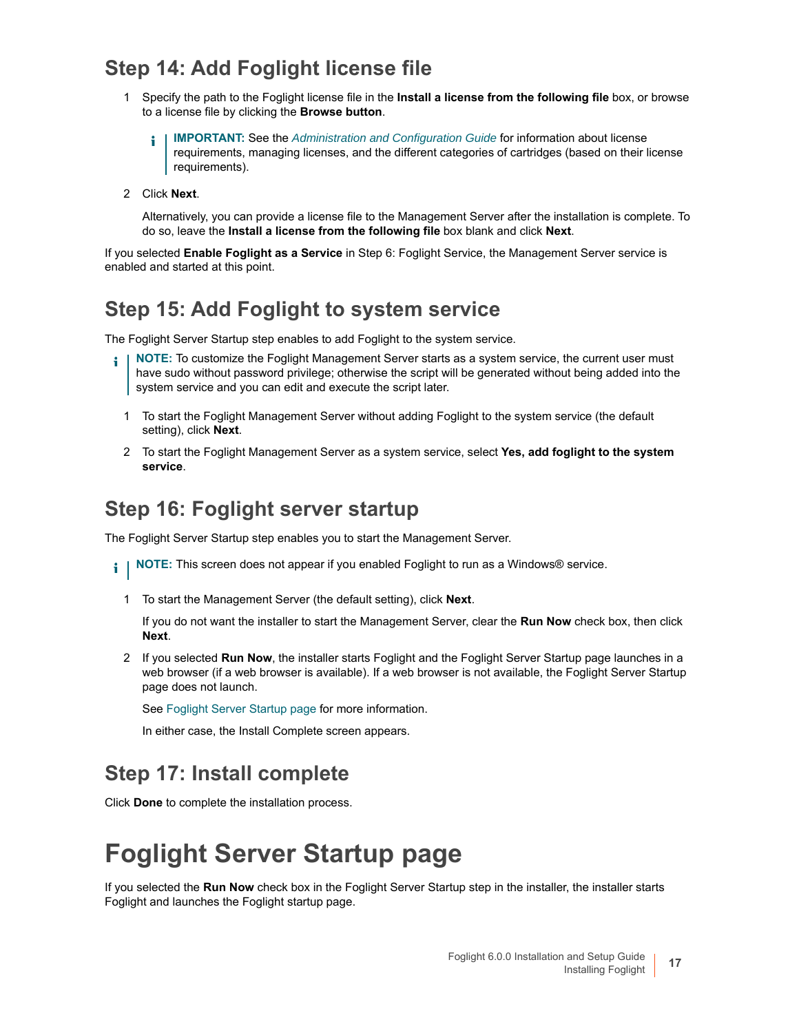## Step 14: Add Foglight license file

1. Specify the path to the Foglight license file in the **Install a license from the following file** box, or browse to a license file by clicking the **Browse button**.

   > **IMPORTANT:** See the *Administration and Configuration Guide* for information about license requirements, managing licenses, and the different categories of cartridges (based on their license requirements).

2. Click **Next**.

   Alternatively, you can provide a license file to the Management Server after the installation is complete. To do so, leave the **Install a license from the following file** box blank and click **Next**.

If you selected **Enable Foglight as a Service** in Step 6: Foglight Service, the Management Server service is enabled and started at this point.

## Step 15: Add Foglight to system service

The Foglight Server Startup step enables to add Foglight to the system service.

> **NOTE:** To customize the Foglight Management Server starts as a system service, the current user must have sudo without password privilege; otherwise the script will be generated without being added into the system service and you can edit and execute the script later.

1. To start the Foglight Management Server without adding Foglight to the system service (the default setting), click **Next**.
2. To start the Foglight Management Server as a system service, select **Yes, add foglight to the system service**.

## Step 16: Foglight server startup

The Foglight Server Startup step enables you to start the Management Server.

> **NOTE:** This screen does not appear if you enabled Foglight to run as a Windows® service.

1. To start the Management Server (the default setting), click **Next**.

   If you do not want the installer to start the Management Server, clear the **Run Now** check box, then click **Next**.

2. If you selected **Run Now**, the installer starts Foglight and the Foglight Server Startup page launches in a web browser (if a web browser is available). If a web browser is not available, the Foglight Server Startup page does not launch.

   See Foglight Server Startup page for more information.

   In either case, the Install Complete screen appears.

## Step 17: Install complete

Click **Done** to complete the installation process.

# Foglight Server Startup page

If you selected the **Run Now** check box in the Foglight Server Startup step in the installer, the installer starts Foglight and launches the Foglight startup page.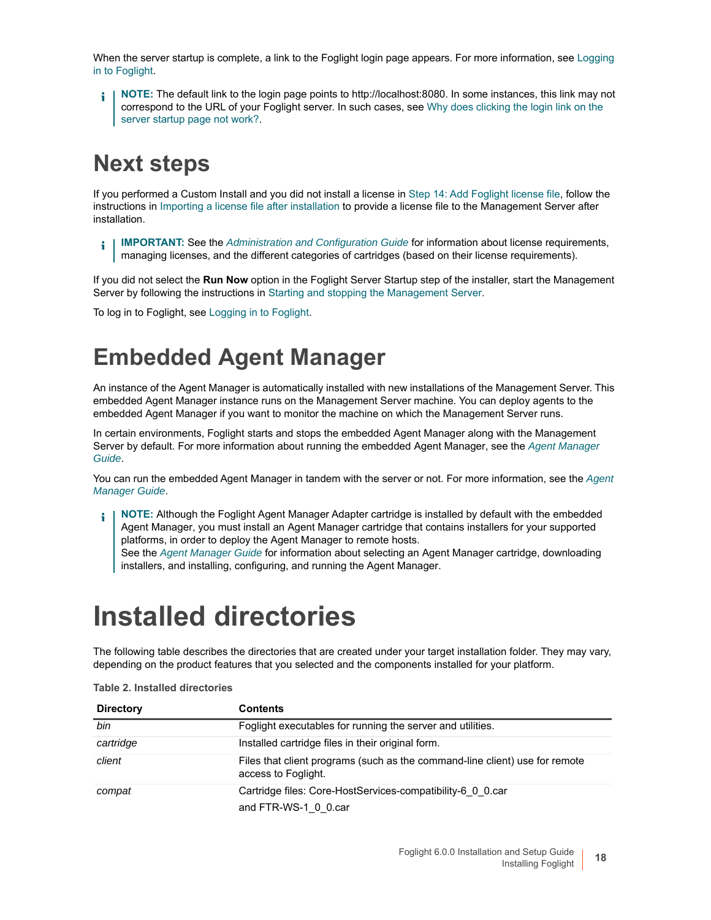When the server startup is complete, a link to the Foglight login page appears. For more information, see Logging in to Foglight.

> **NOTE:** The default link to the login page points to http://localhost:8080. In some instances, this link may not correspond to the URL of your Foglight server. In such cases, see Why does clicking the login link on the server startup page not work?.

## Next steps

If you performed a Custom Install and you did not install a license in Step 14: Add Foglight license file, follow the instructions in Importing a license file after installation to provide a license file to the Management Server after installation.

> **IMPORTANT:** See the *Administration and Configuration Guide* for information about license requirements, managing licenses, and the different categories of cartridges (based on their license requirements).

If you did not select the **Run Now** option in the Foglight Server Startup step of the installer, start the Management Server by following the instructions in Starting and stopping the Management Server.

To log in to Foglight, see Logging in to Foglight.

## Embedded Agent Manager

An instance of the Agent Manager is automatically installed with new installations of the Management Server. This embedded Agent Manager instance runs on the Management Server machine. You can deploy agents to the embedded Agent Manager if you want to monitor the machine on which the Management Server runs.

In certain environments, Foglight starts and stops the embedded Agent Manager along with the Management Server by default. For more information about running the embedded Agent Manager, see the *Agent Manager Guide*.

You can run the embedded Agent Manager in tandem with the server or not. For more information, see the *Agent Manager Guide*.

> **NOTE:** Although the Foglight Agent Manager Adapter cartridge is installed by default with the embedded Agent Manager, you must install an Agent Manager cartridge that contains installers for your supported platforms, in order to deploy the Agent Manager to remote hosts.
> See the *Agent Manager Guide* for information about selecting an Agent Manager cartridge, downloading installers, and installing, configuring, and running the Agent Manager.

# Installed directories

The following table describes the directories that are created under your target installation folder. They may vary, depending on the product features that you selected and the components installed for your platform.

**Table 2. Installed directories**

| Directory | Contents |
|---|---|
| *bin* | Foglight executables for running the server and utilities. |
| *cartridge* | Installed cartridge files in their original form. |
| *client* | Files that client programs (such as the command-line client) use for remote access to Foglight. |
| *compat* | Cartridge files: Core-HostServices-compatibility-6_0_0.car<br>and FTR-WS-1_0_0.car |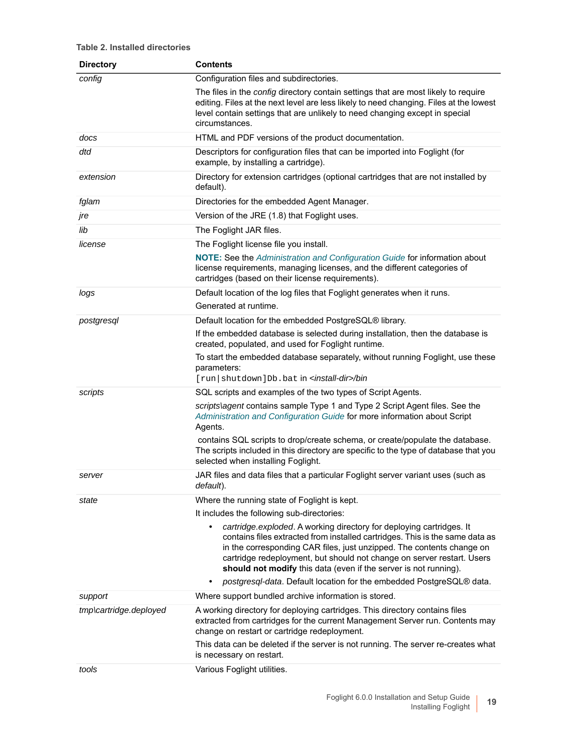**Table 2. Installed directories**

| Directory | Contents |
| --- | --- |
| *config* | Configuration files and subdirectories.<br><br>The files in the *config* directory contain settings that are most likely to require editing. Files at the next level are less likely to need changing. Files at the lowest level contain settings that are unlikely to need changing except in special circumstances. |
| *docs* | HTML and PDF versions of the product documentation. |
| *dtd* | Descriptors for configuration files that can be imported into Foglight (for example, by installing a cartridge). |
| *extension* | Directory for extension cartridges (optional cartridges that are not installed by default). |
| *fglam* | Directories for the embedded Agent Manager. |
| *jre* | Version of the JRE (1.8) that Foglight uses. |
| *lib* | The Foglight JAR files. |
| *license* | The Foglight license file you install.<br><br>**NOTE:** See the *Administration and Configuration Guide* for information about license requirements, managing licenses, and the different categories of cartridges (based on their license requirements). |
| *logs* | Default location of the log files that Foglight generates when it runs.<br><br>Generated at runtime. |
| *postgresql* | Default location for the embedded PostgreSQL® library.<br><br>If the embedded database is selected during installation, then the database is created, populated, and used for Foglight runtime.<br><br>To start the embedded database separately, without running Foglight, use these parameters:<br>`[run|shutdown]Db.bat` in *<install-dir>/bin* |
| *scripts* | SQL scripts and examples of the two types of Script Agents.<br><br>*scripts\agent* contains sample Type 1 and Type 2 Script Agent files. See the *Administration and Configuration Guide* for more information about Script Agents.<br><br>contains SQL scripts to drop/create schema, or create/populate the database. The scripts included in this directory are specific to the type of database that you selected when installing Foglight. |
| *server* | JAR files and data files that a particular Foglight server variant uses (such as *default*). |
| *state* | Where the running state of Foglight is kept.<br><br>It includes the following sub-directories:<br>• *cartridge.exploded*. A working directory for deploying cartridges. It contains files extracted from installed cartridges. This is the same data as in the corresponding CAR files, just unzipped. The contents change on cartridge redeployment, but should not change on server restart. Users **should not modify** this data (even if the server is not running).<br>• *postgresql-data*. Default location for the embedded PostgreSQL® data. |
| *support* | Where support bundled archive information is stored. |
| *tmp\cartridge.deployed* | A working directory for deploying cartridges. This directory contains files extracted from cartridges for the current Management Server run. Contents may change on restart or cartridge redeployment.<br><br>This data can be deleted if the server is not running. The server re-creates what is necessary on restart. |
| *tools* | Various Foglight utilities. |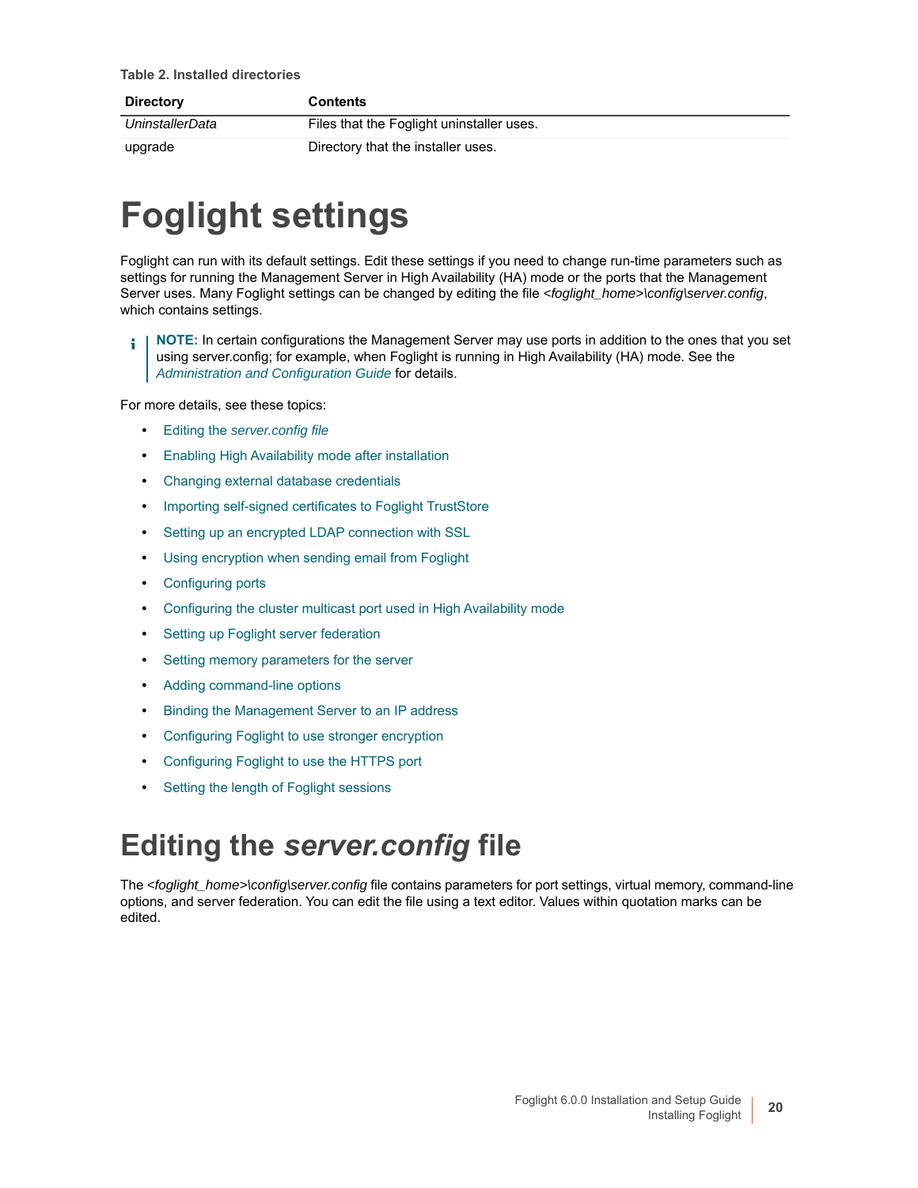**Table 2. Installed directories**

| Directory | Contents |
| --- | --- |
| *UninstallerData* | Files that the Foglight uninstaller uses. |
| upgrade | Directory that the installer uses. |

# Foglight settings

Foglight can run with its default settings. Edit these settings if you need to change run-time parameters such as settings for running the Management Server in High Availability (HA) mode or the ports that the Management Server uses. Many Foglight settings can be changed by editing the file *<foglight_home>\config\server.config*, which contains settings.

> **NOTE:** In certain configurations the Management Server may use ports in addition to the ones that you set using server.config; for example, when Foglight is running in High Availability (HA) mode. See the *Administration and Configuration Guide* for details.

For more details, see these topics:

- Editing the *server.config file*
- Enabling High Availability mode after installation
- Changing external database credentials
- Importing self-signed certificates to Foglight TrustStore
- Setting up an encrypted LDAP connection with SSL
- Using encryption when sending email from Foglight
- Configuring ports
- Configuring the cluster multicast port used in High Availability mode
- Setting up Foglight server federation
- Setting memory parameters for the server
- Adding command-line options
- Binding the Management Server to an IP address
- Configuring Foglight to use stronger encryption
- Configuring Foglight to use the HTTPS port
- Setting the length of Foglight sessions

## Editing the *server.config* file

The *<foglight_home>\config\server.config* file contains parameters for port settings, virtual memory, command-line options, and server federation. You can edit the file using a text editor. Values within quotation marks can be edited.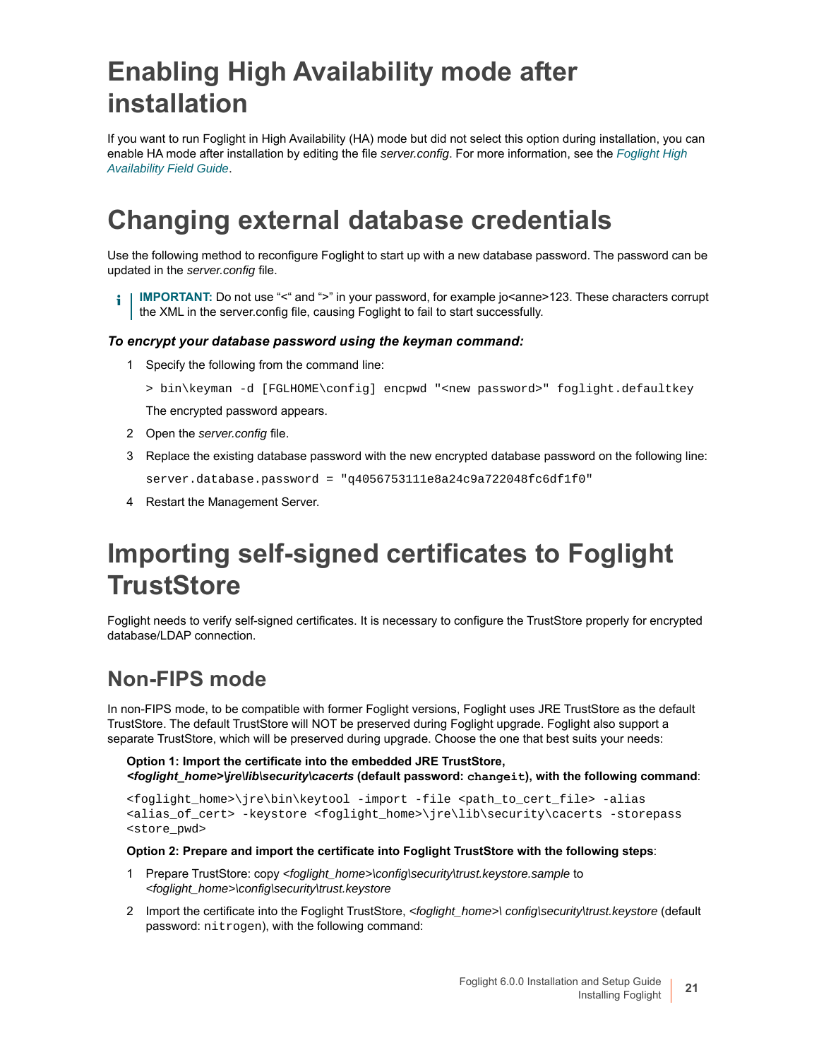# Enabling High Availability mode after installation

If you want to run Foglight in High Availability (HA) mode but did not select this option during installation, you can enable HA mode after installation by editing the file *server.config*. For more information, see the *Foglight High Availability Field Guide*.

# Changing external database credentials

Use the following method to reconfigure Foglight to start up with a new database password. The password can be updated in the *server.config* file.

> **IMPORTANT:** Do not use "<" and ">" in your password, for example jo<anne>123. These characters corrupt the XML in the server.config file, causing Foglight to fail to start successfully.

***To encrypt your database password using the keyman command:***

1. Specify the following from the command line:

   ```
   > bin\keyman -d [FGLHOME\config] encpwd "<new password>" foglight.defaultkey
   ```

   The encrypted password appears.

2. Open the *server.config* file.
3. Replace the existing database password with the new encrypted database password on the following line:

   ```
   server.database.password = "q4056753111e8a24c9a722048fc6df1f0"
   ```

4. Restart the Management Server.

# Importing self-signed certificates to Foglight TrustStore

Foglight needs to verify self-signed certificates. It is necessary to configure the TrustStore properly for encrypted database/LDAP connection.

## Non-FIPS mode

In non-FIPS mode, to be compatible with former Foglight versions, Foglight uses JRE TrustStore as the default TrustStore. The default TrustStore will NOT be preserved during Foglight upgrade. Foglight also support a separate TrustStore, which will be preserved during upgrade. Choose the one that best suits your needs:

**Option 1: Import the certificate into the embedded JRE TrustStore, *<foglight_home>\jre\lib\security\cacerts* (default password: `changeit`), with the following command**:

```
<foglight_home>\jre\bin\keytool -import -file <path_to_cert_file> -alias
<alias_of_cert> -keystore <foglight_home>\jre\lib\security\cacerts -storepass
<store_pwd>
```

**Option 2: Prepare and import the certificate into Foglight TrustStore with the following steps**:

1. Prepare TrustStore: copy *<foglight_home>\config\security\trust.keystore.sample* to *<foglight_home>\config\security\trust.keystore*
2. Import the certificate into the Foglight TrustStore, *<foglight_home>\ config\security\trust.keystore* (default password: `nitrogen`), with the following command: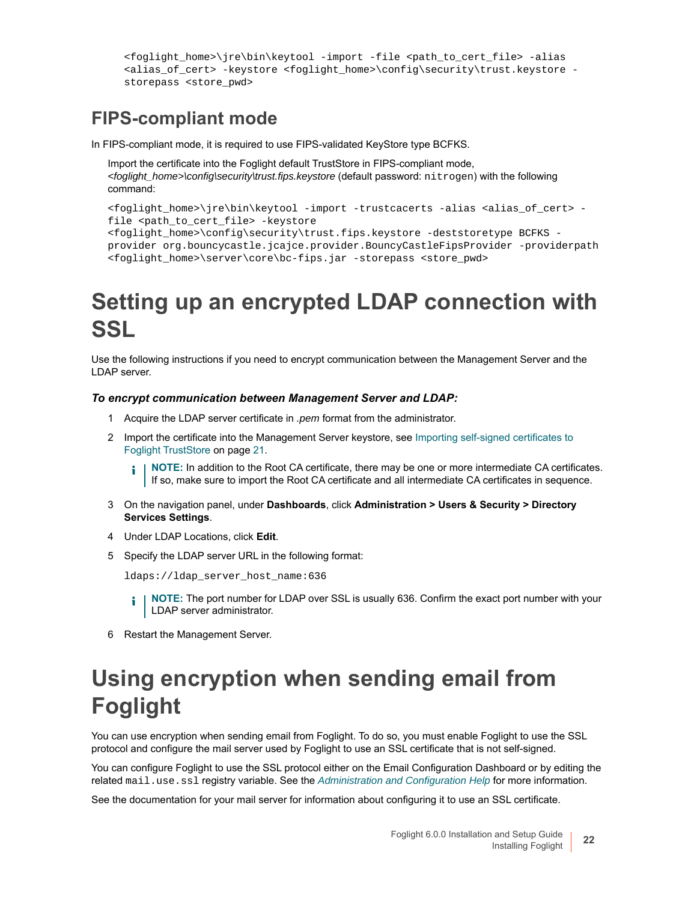```
<foglight_home>\jre\bin\keytool -import -file <path_to_cert_file> -alias
<alias_of_cert> -keystore <foglight_home>\config\security\trust.keystore -
storepass <store_pwd>
```

## FIPS-compliant mode

In FIPS-compliant mode, it is required to use FIPS-validated KeyStore type BCFKS.

Import the certificate into the Foglight default TrustStore in FIPS-compliant mode, *<foglight_home>\config\security\trust.fips.keystore* (default password: `nitrogen`) with the following command:

```
<foglight_home>\jre\bin\keytool -import -trustcacerts -alias <alias_of_cert> -
file <path_to_cert_file> -keystore
<foglight_home>\config\security\trust.fips.keystore -deststoretype BCFKS -
provider org.bouncycastle.jcajce.provider.BouncyCastleFipsProvider -providerpath
<foglight_home>\server\core\bc-fips.jar -storepass <store_pwd>
```

# Setting up an encrypted LDAP connection with SSL

Use the following instructions if you need to encrypt communication between the Management Server and the LDAP server.

***To encrypt communication between Management Server and LDAP:***

1. Acquire the LDAP server certificate in *.pem* format from the administrator.
2. Import the certificate into the Management Server keystore, see Importing self-signed certificates to Foglight TrustStore on page 21.

   **NOTE:** In addition to the Root CA certificate, there may be one or more intermediate CA certificates. If so, make sure to import the Root CA certificate and all intermediate CA certificates in sequence.

3. On the navigation panel, under **Dashboards**, click **Administration > Users & Security > Directory Services Settings**.
4. Under LDAP Locations, click **Edit**.
5. Specify the LDAP server URL in the following format:

   ```
   ldaps://ldap_server_host_name:636
   ```

   **NOTE:** The port number for LDAP over SSL is usually 636. Confirm the exact port number with your LDAP server administrator.

6. Restart the Management Server.

# Using encryption when sending email from Foglight

You can use encryption when sending email from Foglight. To do so, you must enable Foglight to use the SSL protocol and configure the mail server used by Foglight to use an SSL certificate that is not self-signed.

You can configure Foglight to use the SSL protocol either on the Email Configuration Dashboard or by editing the related `mail.use.ssl` registry variable. See the *Administration and Configuration Help* for more information.

See the documentation for your mail server for information about configuring it to use an SSL certificate.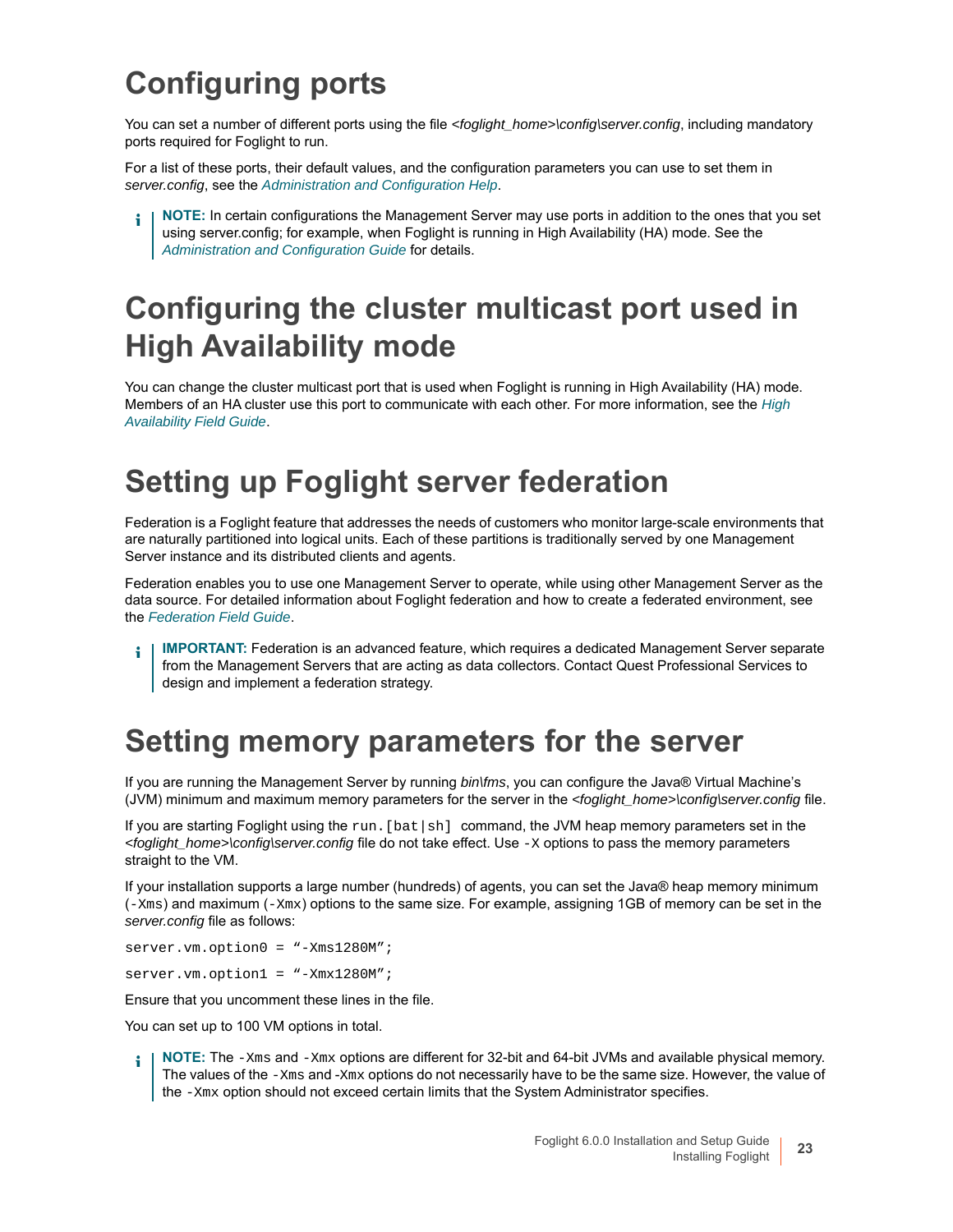# Configuring ports

You can set a number of different ports using the file *<foglight_home>\config\server.config*, including mandatory ports required for Foglight to run.

For a list of these ports, their default values, and the configuration parameters you can use to set them in *server.config*, see the *Administration and Configuration Help*.

> **NOTE:** In certain configurations the Management Server may use ports in addition to the ones that you set using server.config; for example, when Foglight is running in High Availability (HA) mode. See the *Administration and Configuration Guide* for details.

# Configuring the cluster multicast port used in High Availability mode

You can change the cluster multicast port that is used when Foglight is running in High Availability (HA) mode. Members of an HA cluster use this port to communicate with each other. For more information, see the *High Availability Field Guide*.

# Setting up Foglight server federation

Federation is a Foglight feature that addresses the needs of customers who monitor large-scale environments that are naturally partitioned into logical units. Each of these partitions is traditionally served by one Management Server instance and its distributed clients and agents.

Federation enables you to use one Management Server to operate, while using other Management Server as the data source. For detailed information about Foglight federation and how to create a federated environment, see the *Federation Field Guide*.

> **IMPORTANT:** Federation is an advanced feature, which requires a dedicated Management Server separate from the Management Servers that are acting as data collectors. Contact Quest Professional Services to design and implement a federation strategy.

# Setting memory parameters for the server

If you are running the Management Server by running *bin\fms*, you can configure the Java® Virtual Machine's (JVM) minimum and maximum memory parameters for the server in the *<foglight_home>\config\server.config* file.

If you are starting Foglight using the `run.[bat|sh]` command, the JVM heap memory parameters set in the *<foglight_home>\config\server.config* file do not take effect. Use `-X` options to pass the memory parameters straight to the VM.

If your installation supports a large number (hundreds) of agents, you can set the Java® heap memory minimum (`-Xms`) and maximum (`-Xmx`) options to the same size. For example, assigning 1GB of memory can be set in the *server.config* file as follows:

```
server.vm.option0 = “-Xms1280M”;
```

```
server.vm.option1 = “-Xmx1280M”;
```

Ensure that you uncomment these lines in the file.

You can set up to 100 VM options in total.

> **NOTE:** The `-Xms` and `-Xmx` options are different for 32-bit and 64-bit JVMs and available physical memory. The values of the `-Xms` and `-Xmx` options do not necessarily have to be the same size. However, the value of the `-Xmx` option should not exceed certain limits that the System Administrator specifies.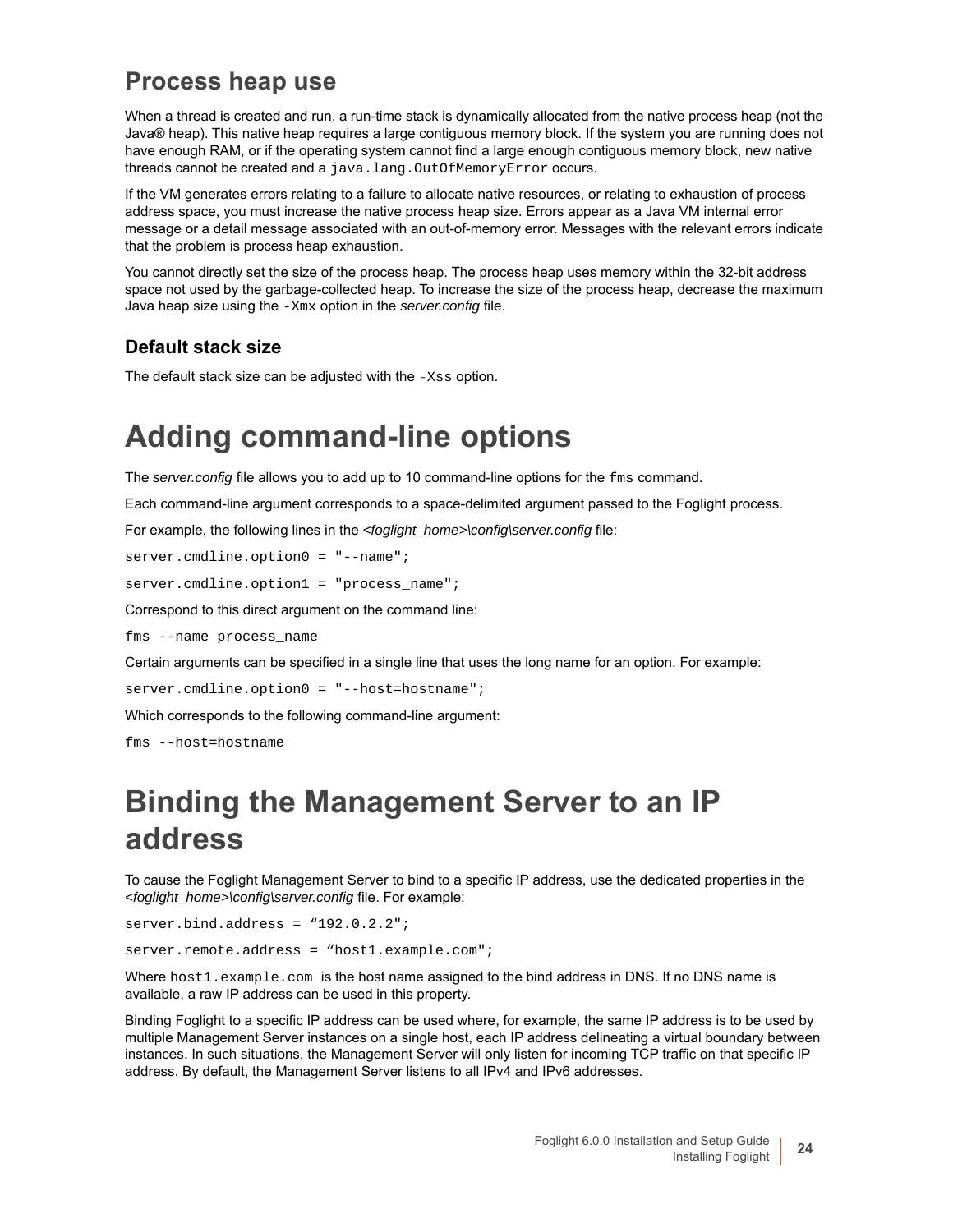## Process heap use

When a thread is created and run, a run-time stack is dynamically allocated from the native process heap (not the Java® heap). This native heap requires a large contiguous memory block. If the system you are running does not have enough RAM, or if the operating system cannot find a large enough contiguous memory block, new native threads cannot be created and a `java.lang.OutOfMemoryError` occurs.

If the VM generates errors relating to a failure to allocate native resources, or relating to exhaustion of process address space, you must increase the native process heap size. Errors appear as a Java VM internal error message or a detail message associated with an out-of-memory error. Messages with the relevant errors indicate that the problem is process heap exhaustion.

You cannot directly set the size of the process heap. The process heap uses memory within the 32-bit address space not used by the garbage-collected heap. To increase the size of the process heap, decrease the maximum Java heap size using the `-Xmx` option in the *server.config* file.

### Default stack size

The default stack size can be adjusted with the `-Xss` option.

# Adding command-line options

The *server.config* file allows you to add up to 10 command-line options for the `fms` command.

Each command-line argument corresponds to a space-delimited argument passed to the Foglight process.

For example, the following lines in the *<foglight_home>\config\server.config* file:

```
server.cmdline.option0 = "--name";
```

```
server.cmdline.option1 = "process_name";
```

Correspond to this direct argument on the command line:

```
fms --name process_name
```

Certain arguments can be specified in a single line that uses the long name for an option. For example:

```
server.cmdline.option0 = "--host=hostname";
```

Which corresponds to the following command-line argument:

```
fms --host=hostname
```

# Binding the Management Server to an IP address

To cause the Foglight Management Server to bind to a specific IP address, use the dedicated properties in the *<foglight_home>\config\server.config* file. For example:

```
server.bind.address = “192.0.2.2";
```

```
server.remote.address = “host1.example.com";
```

Where `host1.example.com` is the host name assigned to the bind address in DNS. If no DNS name is available, a raw IP address can be used in this property.

Binding Foglight to a specific IP address can be used where, for example, the same IP address is to be used by multiple Management Server instances on a single host, each IP address delineating a virtual boundary between instances. In such situations, the Management Server will only listen for incoming TCP traffic on that specific IP address. By default, the Management Server listens to all IPv4 and IPv6 addresses.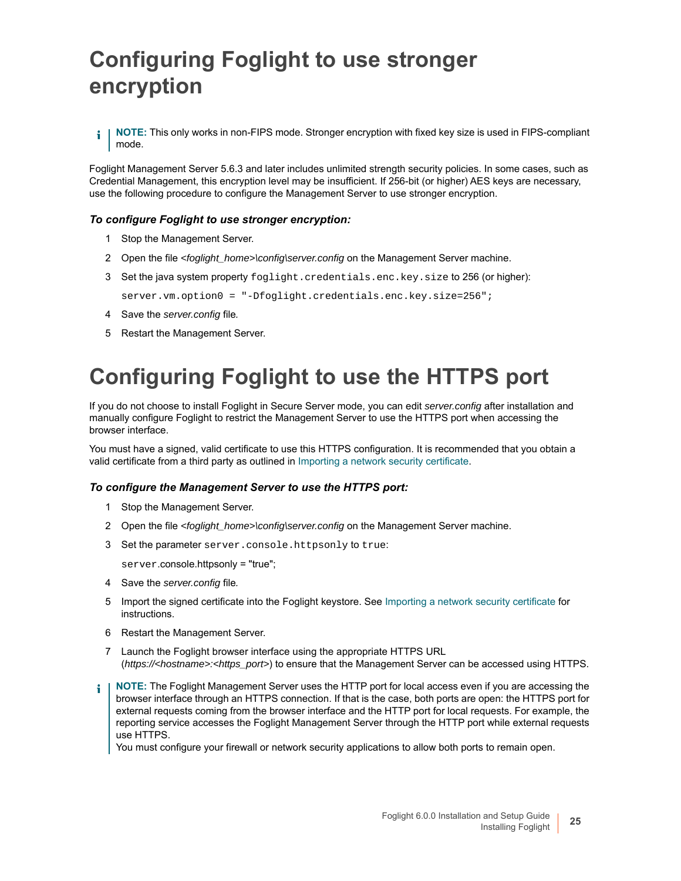# Configuring Foglight to use stronger encryption

> **NOTE:** This only works in non-FIPS mode. Stronger encryption with fixed key size is used in FIPS-compliant mode.

Foglight Management Server 5.6.3 and later includes unlimited strength security policies. In some cases, such as Credential Management, this encryption level may be insufficient. If 256-bit (or higher) AES keys are necessary, use the following procedure to configure the Management Server to use stronger encryption.

***To configure Foglight to use stronger encryption:***

1. Stop the Management Server.
2. Open the file *<foglight_home>\config\server.config* on the Management Server machine.
3. Set the java system property `foglight.credentials.enc.key.size` to 256 (or higher):

   ```
   server.vm.option0 = "-Dfoglight.credentials.enc.key.size=256";
   ```

4. Save the *server.config* file.
5. Restart the Management Server.

# Configuring Foglight to use the HTTPS port

If you do not choose to install Foglight in Secure Server mode, you can edit *server.config* after installation and manually configure Foglight to restrict the Management Server to use the HTTPS port when accessing the browser interface.

You must have a signed, valid certificate to use this HTTPS configuration. It is recommended that you obtain a valid certificate from a third party as outlined in Importing a network security certificate.

***To configure the Management Server to use the HTTPS port:***

1. Stop the Management Server.
2. Open the file *<foglight_home>\config\server.config* on the Management Server machine.
3. Set the parameter `server.console.httpsonly` to `true`:

   ```
   server.console.httpsonly = "true";
   ```

4. Save the *server.config* file.
5. Import the signed certificate into the Foglight keystore. See Importing a network security certificate for instructions.
6. Restart the Management Server.
7. Launch the Foglight browser interface using the appropriate HTTPS URL (*https://<hostname>:<https_port>*) to ensure that the Management Server can be accessed using HTTPS.

> **NOTE:** The Foglight Management Server uses the HTTP port for local access even if you are accessing the browser interface through an HTTPS connection. If that is the case, both ports are open: the HTTPS port for external requests coming from the browser interface and the HTTP port for local requests. For example, the reporting service accesses the Foglight Management Server through the HTTP port while external requests use HTTPS.
> You must configure your firewall or network security applications to allow both ports to remain open.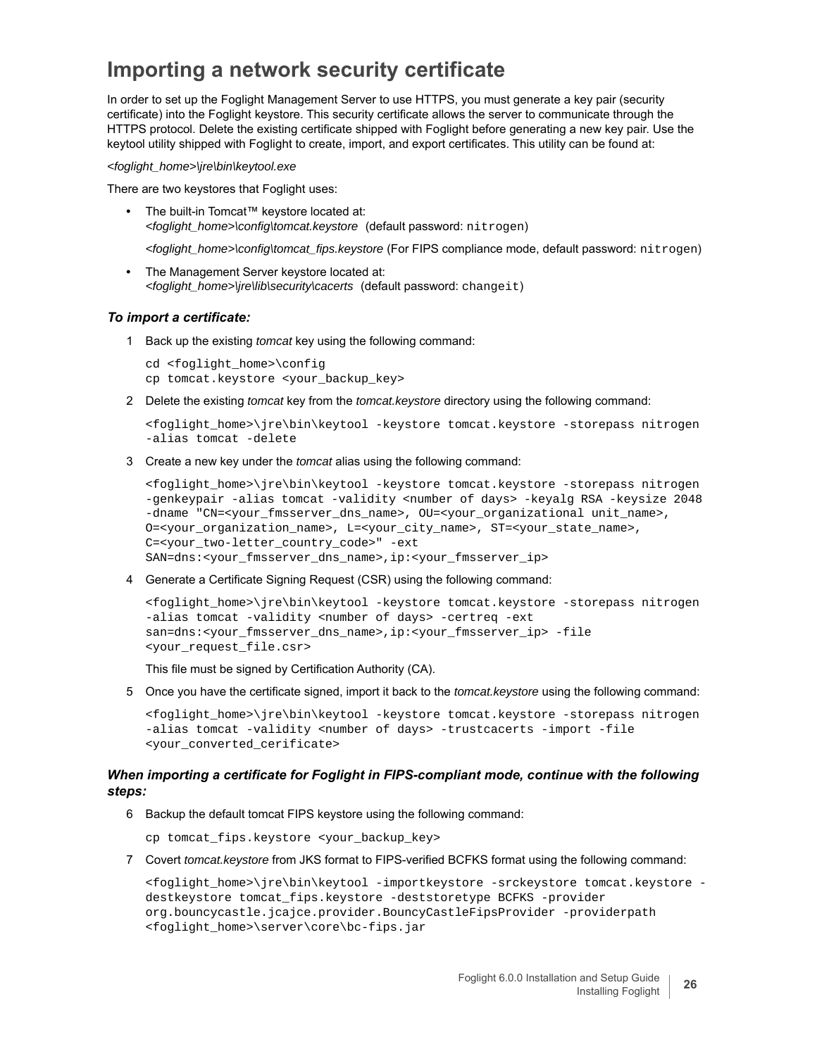# Importing a network security certificate

In order to set up the Foglight Management Server to use HTTPS, you must generate a key pair (security certificate) into the Foglight keystore. This security certificate allows the server to communicate through the HTTPS protocol. Delete the existing certificate shipped with Foglight before generating a new key pair. Use the keytool utility shipped with Foglight to create, import, and export certificates. This utility can be found at:

*<foglight_home>\jre\bin\keytool.exe*

There are two keystores that Foglight uses:

- The built-in Tomcat™ keystore located at:
  *<foglight_home>\config\tomcat.keystore* (default password: `nitrogen`)

  *<foglight_home>\config\tomcat_fips.keystore* (For FIPS compliance mode, default password: `nitrogen`)

- The Management Server keystore located at:
  *<foglight_home>\jre\lib\security\cacerts* (default password: `changeit`)

### *To import a certificate:*

1. Back up the existing *tomcat* key using the following command:

```
cd <foglight_home>\config
cp tomcat.keystore <your_backup_key>
```

2. Delete the existing *tomcat* key from the *tomcat.keystore* directory using the following command:

```
<foglight_home>\jre\bin\keytool -keystore tomcat.keystore -storepass nitrogen
-alias tomcat -delete
```

3. Create a new key under the *tomcat* alias using the following command:

```
<foglight_home>\jre\bin\keytool -keystore tomcat.keystore -storepass nitrogen
-genkeypair -alias tomcat -validity <number of days> -keyalg RSA -keysize 2048
-dname "CN=<your_fmsserver_dns_name>, OU=<your_organizational unit_name>,
O=<your_organization_name>, L=<your_city_name>, ST=<your_state_name>,
C=<your_two-letter_country_code>" -ext
SAN=dns:<your_fmsserver_dns_name>,ip:<your_fmsserver_ip>
```

4. Generate a Certificate Signing Request (CSR) using the following command:

```
<foglight_home>\jre\bin\keytool -keystore tomcat.keystore -storepass nitrogen
-alias tomcat -validity <number of days> -certreq -ext
san=dns:<your_fmsserver_dns_name>,ip:<your_fmsserver_ip> -file
<your_request_file.csr>
```

   This file must be signed by Certification Authority (CA).

5. Once you have the certificate signed, import it back to the *tomcat.keystore* using the following command:

```
<foglight_home>\jre\bin\keytool -keystore tomcat.keystore -storepass nitrogen
-alias tomcat -validity <number of days> -trustcacerts -import -file
<your_converted_cerificate>
```

### *When importing a certificate for Foglight in FIPS-compliant mode, continue with the following steps:*

6. Backup the default tomcat FIPS keystore using the following command:

```
cp tomcat_fips.keystore <your_backup_key>
```

7. Covert *tomcat.keystore* from JKS format to FIPS-verified BCFKS format using the following command:

```
<foglight_home>\jre\bin\keytool -importkeystore -srckeystore tomcat.keystore -
destkeystore tomcat_fips.keystore -deststoretype BCFKS -provider
org.bouncycastle.jcajce.provider.BouncyCastleFipsProvider -providerpath
<foglight_home>\server\core\bc-fips.jar
```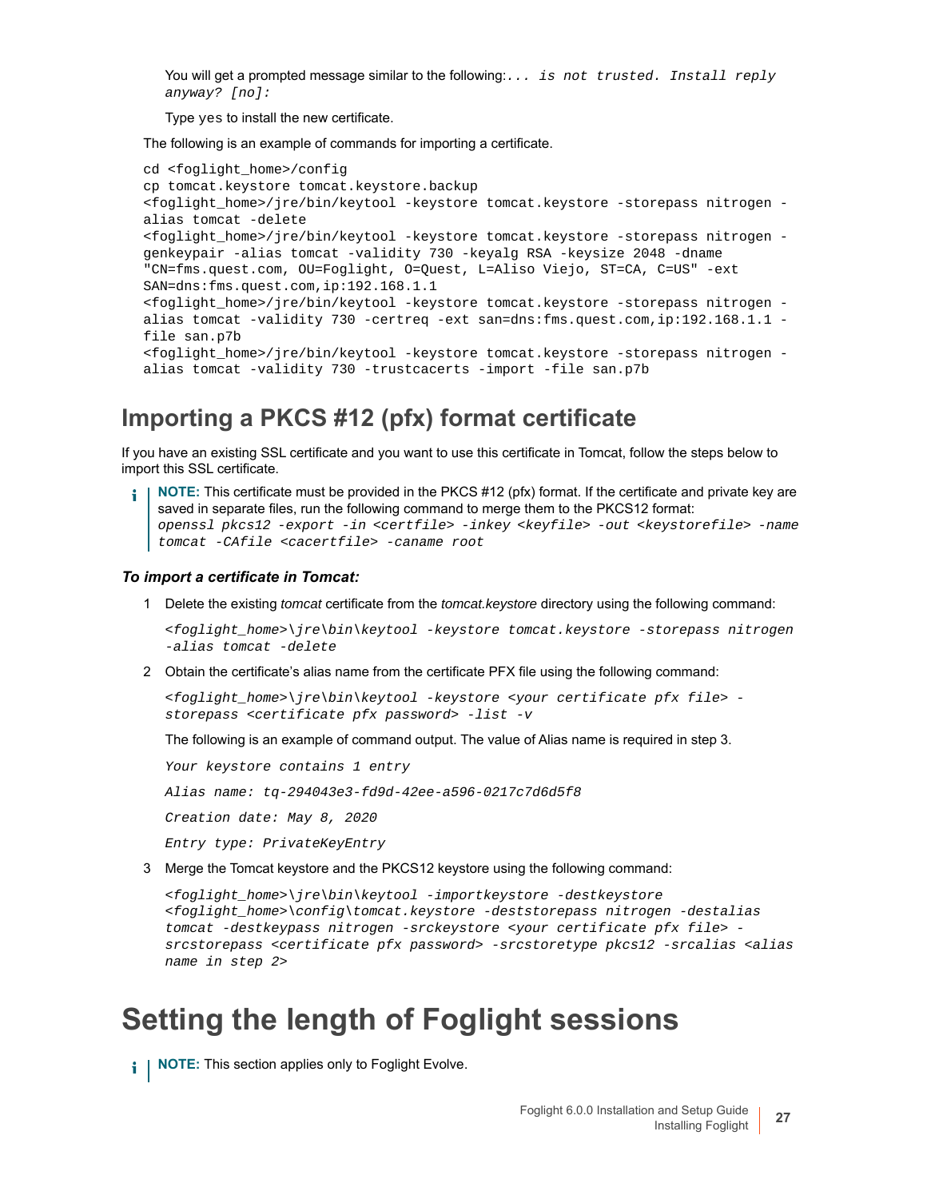You will get a prompted message similar to the following:*... is not trusted. Install reply anyway? [no]:*

Type yes to install the new certificate.

The following is an example of commands for importing a certificate.

```
cd <foglight_home>/config
cp tomcat.keystore tomcat.keystore.backup
<foglight_home>/jre/bin/keytool -keystore tomcat.keystore -storepass nitrogen -
alias tomcat -delete
<foglight_home>/jre/bin/keytool -keystore tomcat.keystore -storepass nitrogen -
genkeypair -alias tomcat -validity 730 -keyalg RSA -keysize 2048 -dname
"CN=fms.quest.com, OU=Foglight, O=Quest, L=Aliso Viejo, ST=CA, C=US" -ext
SAN=dns:fms.quest.com,ip:192.168.1.1
<foglight_home>/jre/bin/keytool -keystore tomcat.keystore -storepass nitrogen -
alias tomcat -validity 730 -certreq -ext san=dns:fms.quest.com,ip:192.168.1.1 -
file san.p7b
<foglight_home>/jre/bin/keytool -keystore tomcat.keystore -storepass nitrogen -
alias tomcat -validity 730 -trustcacerts -import -file san.p7b
```

## Importing a PKCS #12 (pfx) format certificate

If you have an existing SSL certificate and you want to use this certificate in Tomcat, follow the steps below to import this SSL certificate.

**NOTE:** This certificate must be provided in the PKCS #12 (pfx) format. If the certificate and private key are saved in separate files, run the following command to merge them to the PKCS12 format: *openssl pkcs12 -export -in <certfile> -inkey <keyfile> -out <keystorefile> -name tomcat -CAfile <cacertfile> -caname root*

***To import a certificate in Tomcat:***

1. Delete the existing *tomcat* certificate from the *tomcat.keystore* directory using the following command:

   *<foglight_home>\jre\bin\keytool -keystore tomcat.keystore -storepass nitrogen -alias tomcat -delete*

2. Obtain the certificate's alias name from the certificate PFX file using the following command:

   *<foglight_home>\jre\bin\keytool -keystore <your certificate pfx file> -storepass <certificate pfx password> -list -v*

   The following is an example of command output. The value of Alias name is required in step 3.

   *Your keystore contains 1 entry*

   *Alias name: tq-294043e3-fd9d-42ee-a596-0217c7d6d5f8*

   *Creation date: May 8, 2020*

   *Entry type: PrivateKeyEntry*

3. Merge the Tomcat keystore and the PKCS12 keystore using the following command:

   *<foglight_home>\jre\bin\keytool -importkeystore -destkeystore <foglight_home>\config\tomcat.keystore -deststorepass nitrogen -destalias tomcat -destkeypass nitrogen -srckeystore <your certificate pfx file> -srcstorepass <certificate pfx password> -srcstoretype pkcs12 -srcalias <alias name in step 2>*

# Setting the length of Foglight sessions

**NOTE:** This section applies only to Foglight Evolve.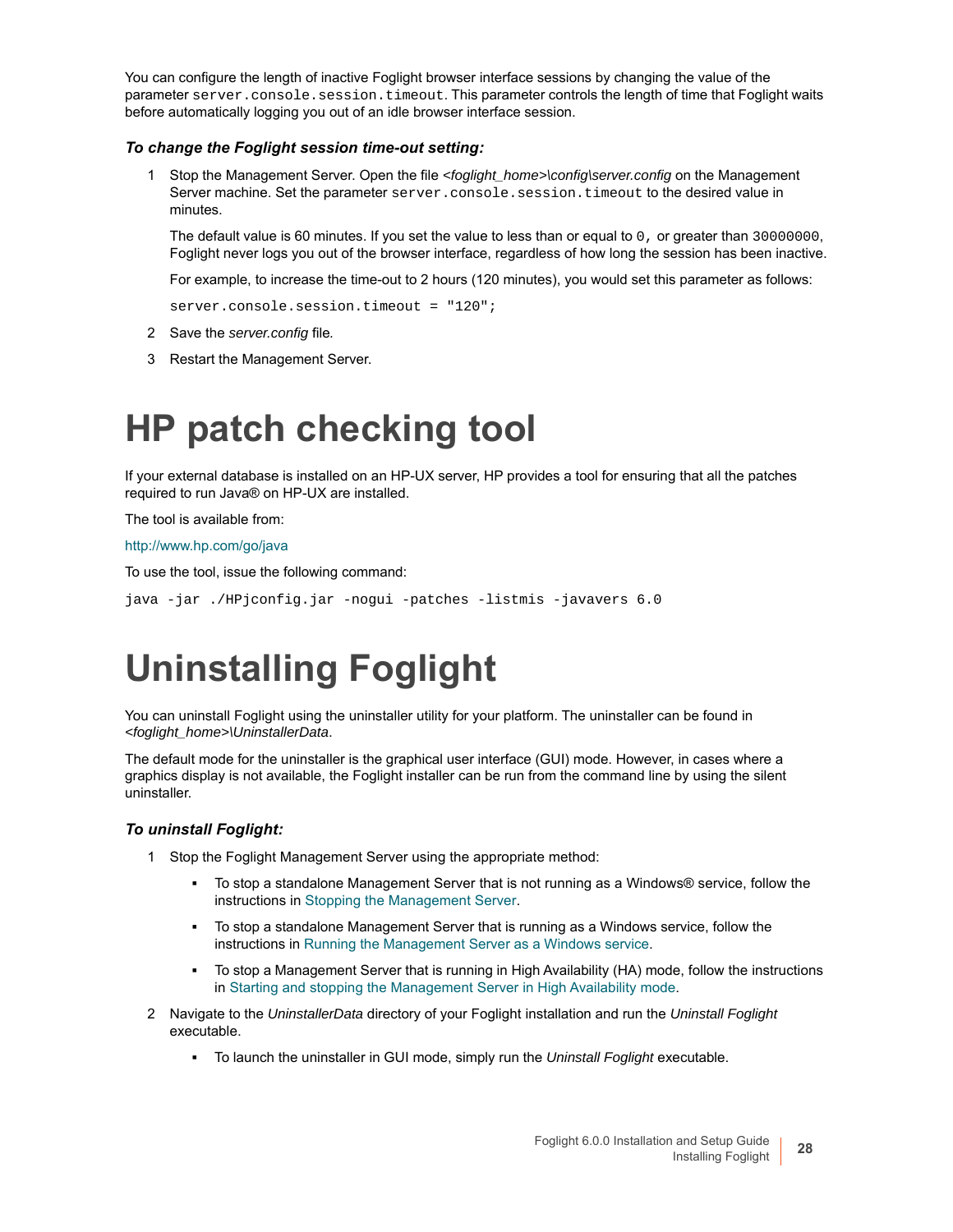You can configure the length of inactive Foglight browser interface sessions by changing the value of the parameter `server.console.session.timeout`. This parameter controls the length of time that Foglight waits before automatically logging you out of an idle browser interface session.

***To change the Foglight session time-out setting:***

1. Stop the Management Server. Open the file *<foglight_home>\config\server.config* on the Management Server machine. Set the parameter `server.console.session.timeout` to the desired value in minutes.

   The default value is 60 minutes. If you set the value to less than or equal to `0,` or greater than `30000000`, Foglight never logs you out of the browser interface, regardless of how long the session has been inactive.

   For example, to increase the time-out to 2 hours (120 minutes), you would set this parameter as follows:

   ```
   server.console.session.timeout = "120";
   ```

2. Save the *server.config* file.
3. Restart the Management Server.

# HP patch checking tool

If your external database is installed on an HP-UX server, HP provides a tool for ensuring that all the patches required to run Java® on HP-UX are installed.

The tool is available from:

http://www.hp.com/go/java

To use the tool, issue the following command:

```
java -jar ./HPjconfig.jar -nogui -patches -listmis -javavers 6.0
```

# Uninstalling Foglight

You can uninstall Foglight using the uninstaller utility for your platform. The uninstaller can be found in *<foglight_home>\UninstallerData*.

The default mode for the uninstaller is the graphical user interface (GUI) mode. However, in cases where a graphics display is not available, the Foglight installer can be run from the command line by using the silent uninstaller.

***To uninstall Foglight:***

1. Stop the Foglight Management Server using the appropriate method:
   - To stop a standalone Management Server that is not running as a Windows® service, follow the instructions in Stopping the Management Server.
   - To stop a standalone Management Server that is running as a Windows service, follow the instructions in Running the Management Server as a Windows service.
   - To stop a Management Server that is running in High Availability (HA) mode, follow the instructions in Starting and stopping the Management Server in High Availability mode.
2. Navigate to the *UninstallerData* directory of your Foglight installation and run the *Uninstall Foglight* executable.
   - To launch the uninstaller in GUI mode, simply run the *Uninstall Foglight* executable.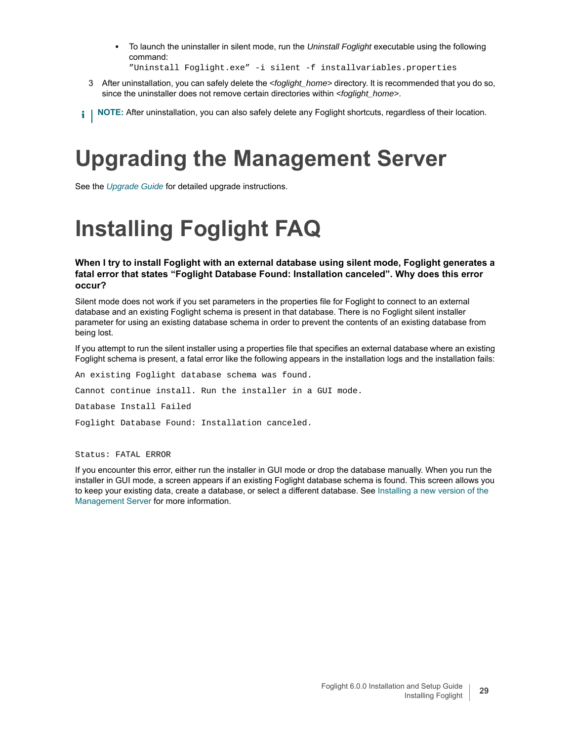- To launch the uninstaller in silent mode, run the *Uninstall Foglight* executable using the following command:
  `"Uninstall Foglight.exe" -i silent -f installvariables.properties`

3 After uninstallation, you can safely delete the *<foglight_home>* directory. It is recommended that you do so, since the uninstaller does not remove certain directories within *<foglight_home>*.

**NOTE:** After uninstallation, you can also safely delete any Foglight shortcuts, regardless of their location.

# Upgrading the Management Server

See the *Upgrade Guide* for detailed upgrade instructions.

# Installing Foglight FAQ

**When I try to install Foglight with an external database using silent mode, Foglight generates a fatal error that states "Foglight Database Found: Installation canceled". Why does this error occur?**

Silent mode does not work if you set parameters in the properties file for Foglight to connect to an external database and an existing Foglight schema is present in that database. There is no Foglight silent installer parameter for using an existing database schema in order to prevent the contents of an existing database from being lost.

If you attempt to run the silent installer using a properties file that specifies an external database where an existing Foglight schema is present, a fatal error like the following appears in the installation logs and the installation fails:

```
An existing Foglight database schema was found.

Cannot continue install. Run the installer in a GUI mode.

Database Install Failed

Foglight Database Found: Installation canceled.


Status: FATAL ERROR
```

If you encounter this error, either run the installer in GUI mode or drop the database manually. When you run the installer in GUI mode, a screen appears if an existing Foglight database schema is found. This screen allows you to keep your existing data, create a database, or select a different database. See Installing a new version of the Management Server for more information.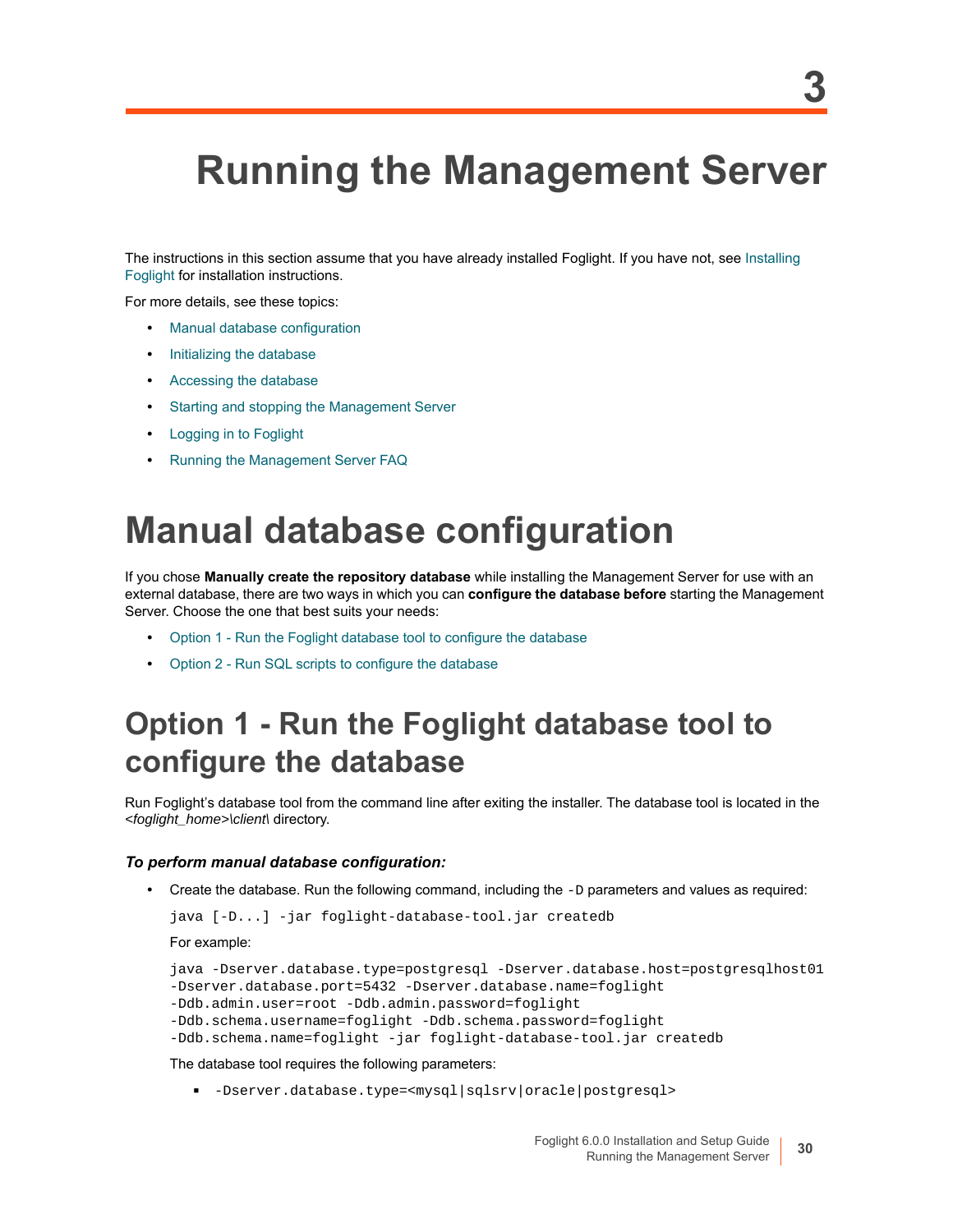# 3 Running the Management Server

The instructions in this section assume that you have already installed Foglight. If you have not, see Installing Foglight for installation instructions.

For more details, see these topics:

- Manual database configuration
- Initializing the database
- Accessing the database
- Starting and stopping the Management Server
- Logging in to Foglight
- Running the Management Server FAQ

# Manual database configuration

If you chose **Manually create the repository database** while installing the Management Server for use with an external database, there are two ways in which you can **configure the database before** starting the Management Server. Choose the one that best suits your needs:

- Option 1 - Run the Foglight database tool to configure the database
- Option 2 - Run SQL scripts to configure the database

## Option 1 - Run the Foglight database tool to configure the database

Run Foglight's database tool from the command line after exiting the installer. The database tool is located in the *<foglight_home>\client\* directory.

#### *To perform manual database configuration:*

- Create the database. Run the following command, including the `-D` parameters and values as required:

  ```
  java [-D...] -jar foglight-database-tool.jar createdb
  ```

  For example:

  ```
  java -Dserver.database.type=postgresql -Dserver.database.host=postgresqlhost01
  -Dserver.database.port=5432 -Dserver.database.name=foglight
  -Ddb.admin.user=root -Ddb.admin.password=foglight
  -Ddb.schema.username=foglight -Ddb.schema.password=foglight
  -Ddb.schema.name=foglight -jar foglight-database-tool.jar createdb
  ```

  The database tool requires the following parameters:

  - `-Dserver.database.type=<mysql|sqlsrv|oracle|postgresql>`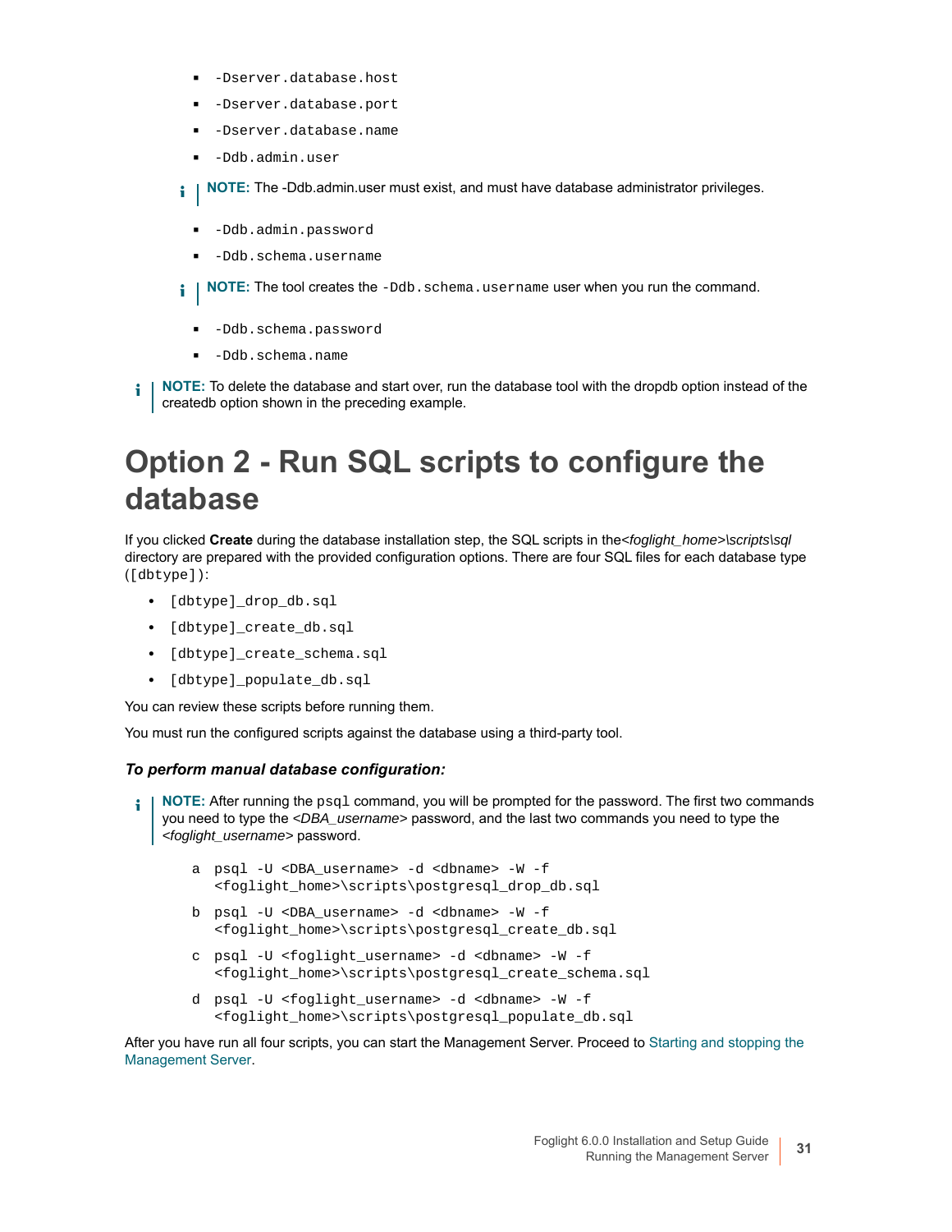- `-Dserver.database.host`
- `-Dserver.database.port`
- `-Dserver.database.name`
- `-Ddb.admin.user`

> **NOTE:** The -Ddb.admin.user must exist, and must have database administrator privileges.

- `-Ddb.admin.password`
- `-Ddb.schema.username`

> **NOTE:** The tool creates the `-Ddb.schema.username` user when you run the command.

- `-Ddb.schema.password`
- `-Ddb.schema.name`

> **NOTE:** To delete the database and start over, run the database tool with the dropdb option instead of the createdb option shown in the preceding example.

# Option 2 - Run SQL scripts to configure the database

If you clicked **Create** during the database installation step, the SQL scripts in the*<foglight_home>\scripts\sql* directory are prepared with the provided configuration options. There are four SQL files for each database type (`[dbtype]`):

- `[dbtype]_drop_db.sql`
- `[dbtype]_create_db.sql`
- `[dbtype]_create_schema.sql`
- `[dbtype]_populate_db.sql`

You can review these scripts before running them.

You must run the configured scripts against the database using a third-party tool.

***To perform manual database configuration:***

> **NOTE:** After running the `psql` command, you will be prompted for the password. The first two commands you need to type the *<DBA_username>* password, and the last two commands you need to type the *<foglight_username>* password.

a
```
psql -U <DBA_username> -d <dbname> -W -f
<foglight_home>\scripts\postgresql_drop_db.sql
```

b
```
psql -U <DBA_username> -d <dbname> -W -f
<foglight_home>\scripts\postgresql_create_db.sql
```

c
```
psql -U <foglight_username> -d <dbname> -W -f
<foglight_home>\scripts\postgresql_create_schema.sql
```

d
```
psql -U <foglight_username> -d <dbname> -W -f
<foglight_home>\scripts\postgresql_populate_db.sql
```

After you have run all four scripts, you can start the Management Server. Proceed to Starting and stopping the Management Server.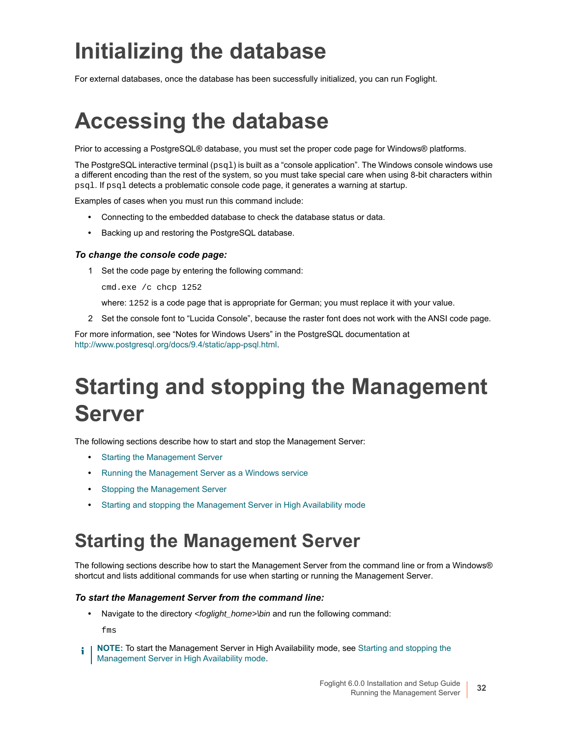# Initializing the database

For external databases, once the database has been successfully initialized, you can run Foglight.

# Accessing the database

Prior to accessing a PostgreSQL® database, you must set the proper code page for Windows® platforms.

The PostgreSQL interactive terminal (`psql`) is built as a “console application”. The Windows console windows use a different encoding than the rest of the system, so you must take special care when using 8-bit characters within `psql`. If `psql` detects a problematic console code page, it generates a warning at startup.

Examples of cases when you must run this command include:

- Connecting to the embedded database to check the database status or data.
- Backing up and restoring the PostgreSQL database.

***To change the console code page:***

1. Set the code page by entering the following command:

   ```
   cmd.exe /c chcp 1252
   ```

   where: `1252` is a code page that is appropriate for German; you must replace it with your value.

2. Set the console font to “Lucida Console”, because the raster font does not work with the ANSI code page.

For more information, see “Notes for Windows Users” in the PostgreSQL documentation at http://www.postgresql.org/docs/9.4/static/app-psql.html.

# Starting and stopping the Management Server

The following sections describe how to start and stop the Management Server:

- Starting the Management Server
- Running the Management Server as a Windows service
- Stopping the Management Server
- Starting and stopping the Management Server in High Availability mode

## Starting the Management Server

The following sections describe how to start the Management Server from the command line or from a Windows® shortcut and lists additional commands for use when starting or running the Management Server.

***To start the Management Server from the command line:***

- Navigate to the directory *<foglight_home>\bin* and run the following command:

  ```
  fms
  ```

**NOTE:** To start the Management Server in High Availability mode, see Starting and stopping the Management Server in High Availability mode.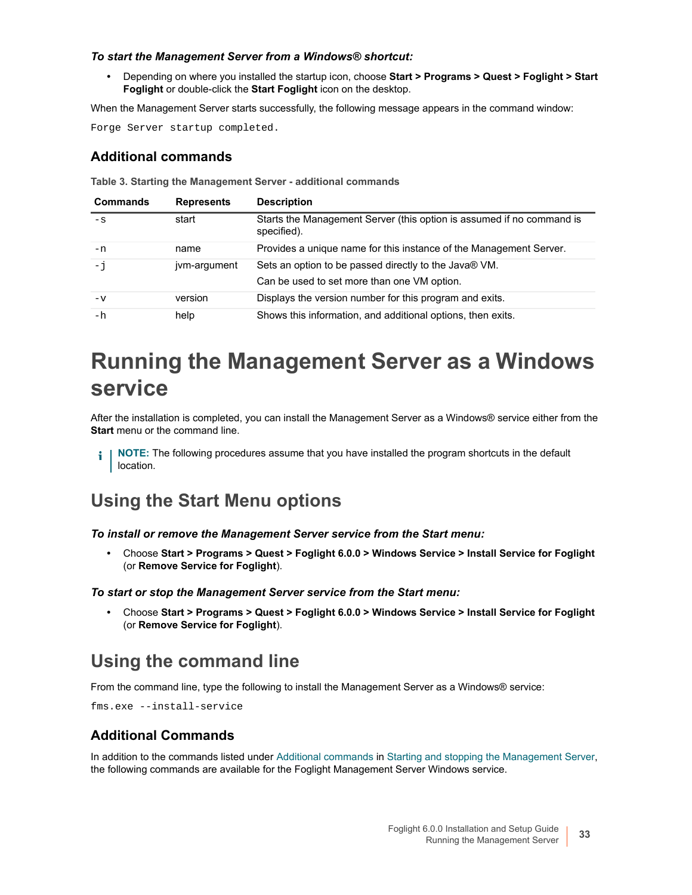***To start the Management Server from a Windows® shortcut:***

- Depending on where you installed the startup icon, choose **Start > Programs > Quest > Foglight > Start Foglight** or double-click the **Start Foglight** icon on the desktop.

When the Management Server starts successfully, the following message appears in the command window:

```
Forge Server startup completed.
```

### Additional commands

**Table 3. Starting the Management Server - additional commands**

| Commands | Represents | Description |
|---|---|---|
| `-s` | start | Starts the Management Server (this option is assumed if no command is specified). |
| `-n` | name | Provides a unique name for this instance of the Management Server. |
| `-j` | jvm-argument | Sets an option to be passed directly to the Java® VM.<br>Can be used to set more than one VM option. |
| `-v` | version | Displays the version number for this program and exits. |
| `-h` | help | Shows this information, and additional options, then exits. |

# Running the Management Server as a Windows service

After the installation is completed, you can install the Management Server as a Windows® service either from the **Start** menu or the command line.

> **NOTE:** The following procedures assume that you have installed the program shortcuts in the default location.

## Using the Start Menu options

***To install or remove the Management Server service from the Start menu:***

- Choose **Start > Programs > Quest > Foglight 6.0.0 > Windows Service > Install Service for Foglight** (or **Remove Service for Foglight**).

***To start or stop the Management Server service from the Start menu:***

- Choose **Start > Programs > Quest > Foglight 6.0.0 > Windows Service > Install Service for Foglight** (or **Remove Service for Foglight**).

## Using the command line

From the command line, type the following to install the Management Server as a Windows® service:

```
fms.exe --install-service
```

### Additional Commands

In addition to the commands listed under Additional commands in Starting and stopping the Management Server, the following commands are available for the Foglight Management Server Windows service.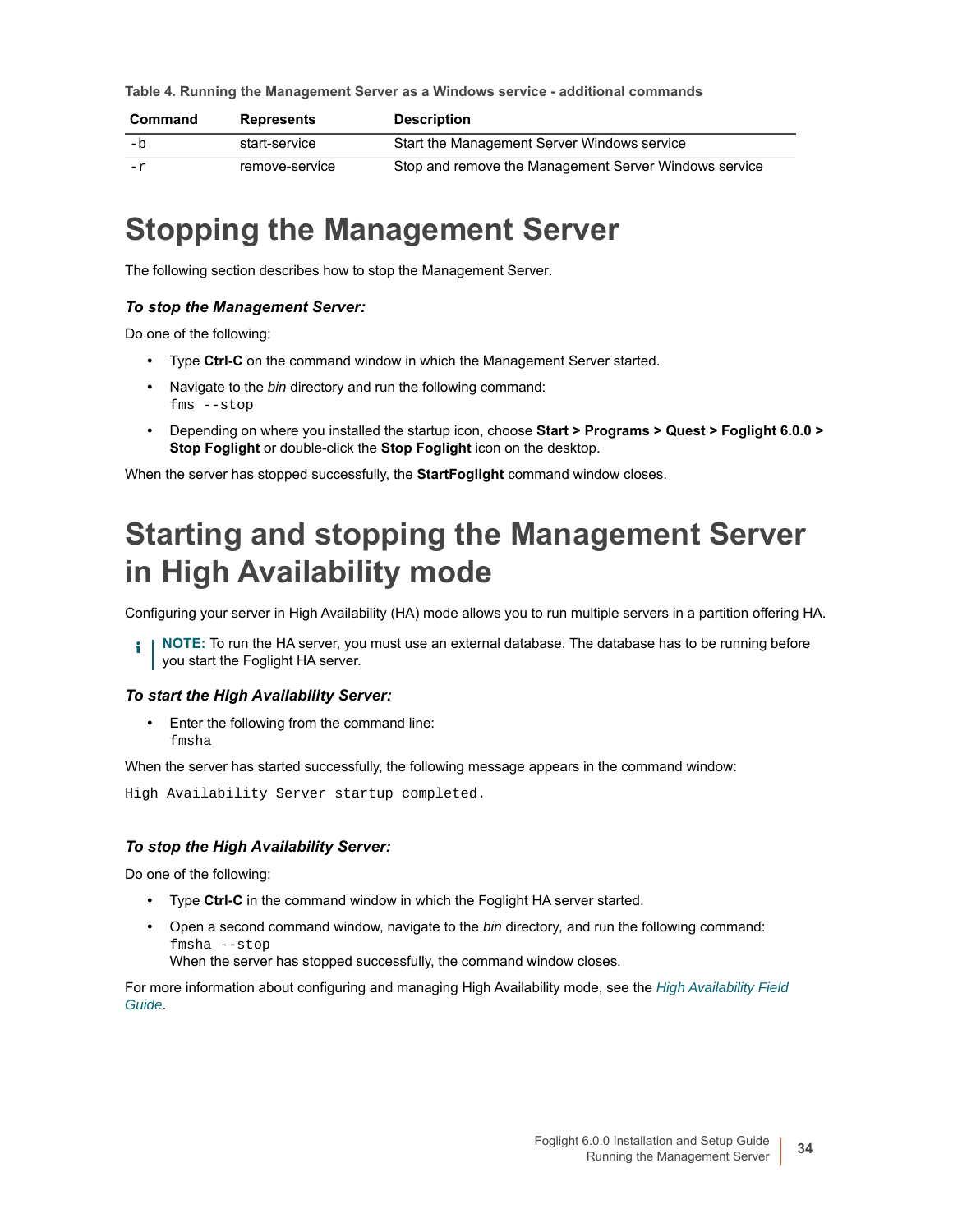**Table 4. Running the Management Server as a Windows service - additional commands**

| Command | Represents | Description |
|---|---|---|
| `-b` | start-service | Start the Management Server Windows service |
| `-r` | remove-service | Stop and remove the Management Server Windows service |

# Stopping the Management Server

The following section describes how to stop the Management Server.

### *To stop the Management Server:*

Do one of the following:

- Type **Ctrl-C** on the command window in which the Management Server started.
- Navigate to the *bin* directory and run the following command:
  `fms --stop`
- Depending on where you installed the startup icon, choose **Start > Programs > Quest > Foglight 6.0.0 > Stop Foglight** or double-click the **Stop Foglight** icon on the desktop.

When the server has stopped successfully, the **StartFoglight** command window closes.

# Starting and stopping the Management Server in High Availability mode

Configuring your server in High Availability (HA) mode allows you to run multiple servers in a partition offering HA.

**NOTE:** To run the HA server, you must use an external database. The database has to be running before you start the Foglight HA server.

### *To start the High Availability Server:*

- Enter the following from the command line:
  `fmsha`

When the server has started successfully, the following message appears in the command window:

```
High Availability Server startup completed.
```

### *To stop the High Availability Server:*

Do one of the following:

- Type **Ctrl-C** in the command window in which the Foglight HA server started.
- Open a second command window, navigate to the *bin* directory, and run the following command:
  `fmsha --stop`
  When the server has stopped successfully, the command window closes.

For more information about configuring and managing High Availability mode, see the *High Availability Field Guide*.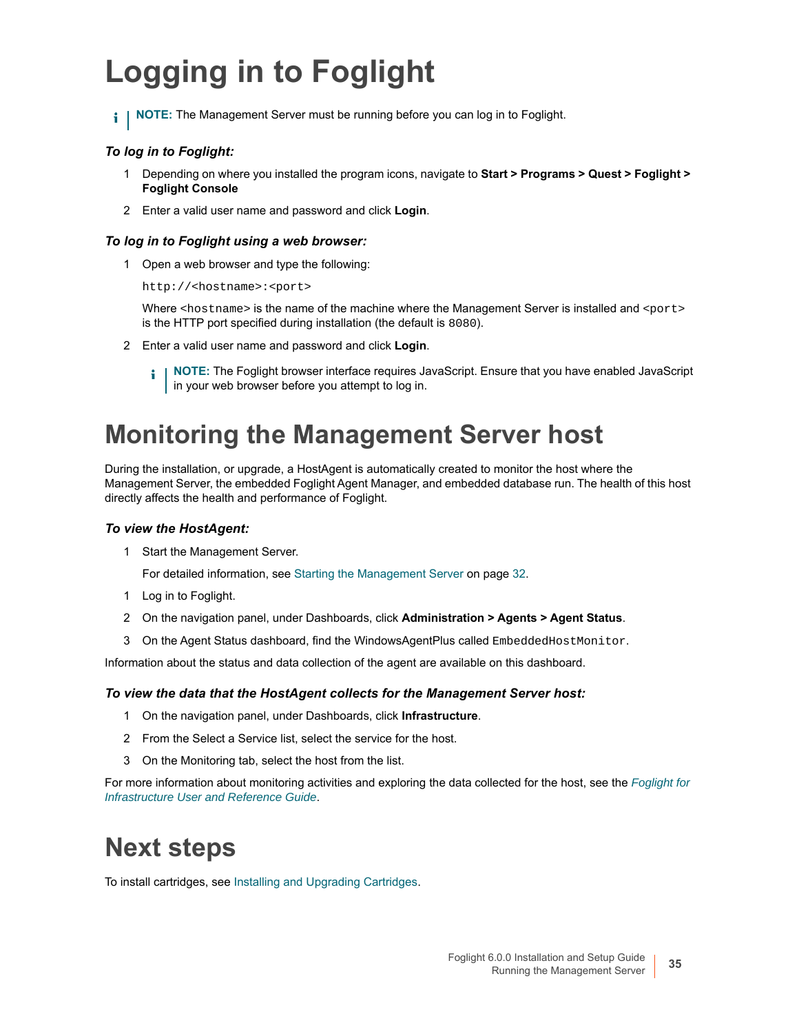# Logging in to Foglight

**NOTE:** The Management Server must be running before you can log in to Foglight.

***To log in to Foglight:***

1. Depending on where you installed the program icons, navigate to **Start > Programs > Quest > Foglight > Foglight Console**
2. Enter a valid user name and password and click **Login**.

***To log in to Foglight using a web browser:***

1. Open a web browser and type the following:

   `http://<hostname>:<port>`

   Where `<hostname>` is the name of the machine where the Management Server is installed and `<port>` is the HTTP port specified during installation (the default is `8080`).

2. Enter a valid user name and password and click **Login**.

   **NOTE:** The Foglight browser interface requires JavaScript. Ensure that you have enabled JavaScript in your web browser before you attempt to log in.

# Monitoring the Management Server host

During the installation, or upgrade, a HostAgent is automatically created to monitor the host where the Management Server, the embedded Foglight Agent Manager, and embedded database run. The health of this host directly affects the health and performance of Foglight.

***To view the HostAgent:***

1 Start the Management Server.

For detailed information, see Starting the Management Server on page 32.

1 Log in to Foglight.

2 On the navigation panel, under Dashboards, click **Administration > Agents > Agent Status**.

3 On the Agent Status dashboard, find the WindowsAgentPlus called `EmbeddedHostMonitor`.

Information about the status and data collection of the agent are available on this dashboard.

***To view the data that the HostAgent collects for the Management Server host:***

1. On the navigation panel, under Dashboards, click **Infrastructure**.
2. From the Select a Service list, select the service for the host.
3. On the Monitoring tab, select the host from the list.

For more information about monitoring activities and exploring the data collected for the host, see the *Foglight for Infrastructure User and Reference Guide*.

# Next steps

To install cartridges, see Installing and Upgrading Cartridges.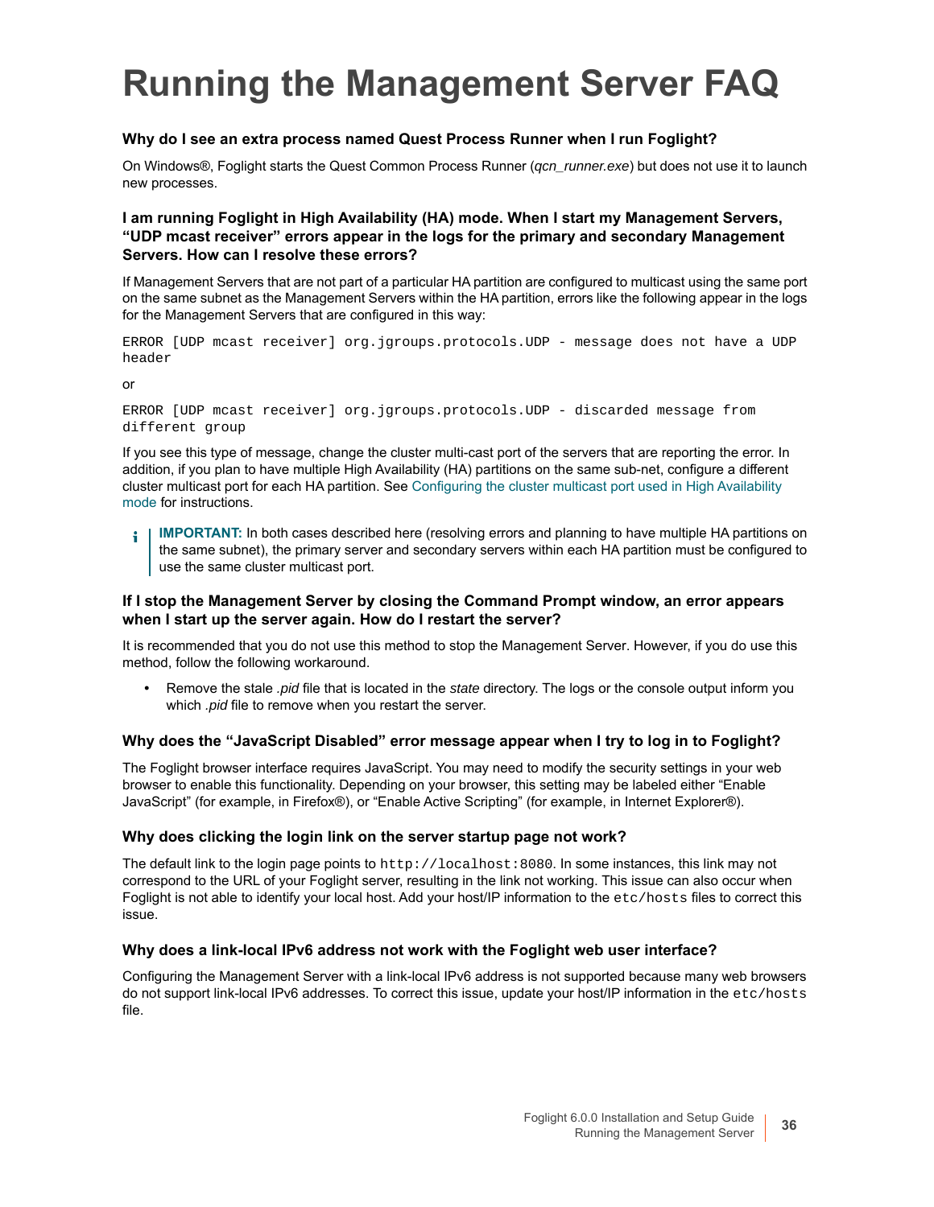# Running the Management Server FAQ

### Why do I see an extra process named Quest Process Runner when I run Foglight?

On Windows®, Foglight starts the Quest Common Process Runner (*qcn_runner.exe*) but does not use it to launch new processes.

### I am running Foglight in High Availability (HA) mode. When I start my Management Servers, "UDP mcast receiver" errors appear in the logs for the primary and secondary Management Servers. How can I resolve these errors?

If Management Servers that are not part of a particular HA partition are configured to multicast using the same port on the same subnet as the Management Servers within the HA partition, errors like the following appear in the logs for the Management Servers that are configured in this way:

```
ERROR [UDP mcast receiver] org.jgroups.protocols.UDP - message does not have a UDP header
```

or

```
ERROR [UDP mcast receiver] org.jgroups.protocols.UDP - discarded message from different group
```

If you see this type of message, change the cluster multi-cast port of the servers that are reporting the error. In addition, if you plan to have multiple High Availability (HA) partitions on the same sub-net, configure a different cluster multicast port for each HA partition. See Configuring the cluster multicast port used in High Availability mode for instructions.

> **IMPORTANT:** In both cases described here (resolving errors and planning to have multiple HA partitions on the same subnet), the primary server and secondary servers within each HA partition must be configured to use the same cluster multicast port.

### If I stop the Management Server by closing the Command Prompt window, an error appears when I start up the server again. How do I restart the server?

It is recommended that you do not use this method to stop the Management Server. However, if you do use this method, follow the following workaround.

- Remove the stale *.pid* file that is located in the *state* directory. The logs or the console output inform you which *.pid* file to remove when you restart the server.

### Why does the "JavaScript Disabled" error message appear when I try to log in to Foglight?

The Foglight browser interface requires JavaScript. You may need to modify the security settings in your web browser to enable this functionality. Depending on your browser, this setting may be labeled either "Enable JavaScript" (for example, in Firefox®), or "Enable Active Scripting" (for example, in Internet Explorer®).

### Why does clicking the login link on the server startup page not work?

The default link to the login page points to `http://localhost:8080`. In some instances, this link may not correspond to the URL of your Foglight server, resulting in the link not working. This issue can also occur when Foglight is not able to identify your local host. Add your host/IP information to the `etc/hosts` files to correct this issue.

### Why does a link-local IPv6 address not work with the Foglight web user interface?

Configuring the Management Server with a link-local IPv6 address is not supported because many web browsers do not support link-local IPv6 addresses. To correct this issue, update your host/IP information in the `etc/hosts` file.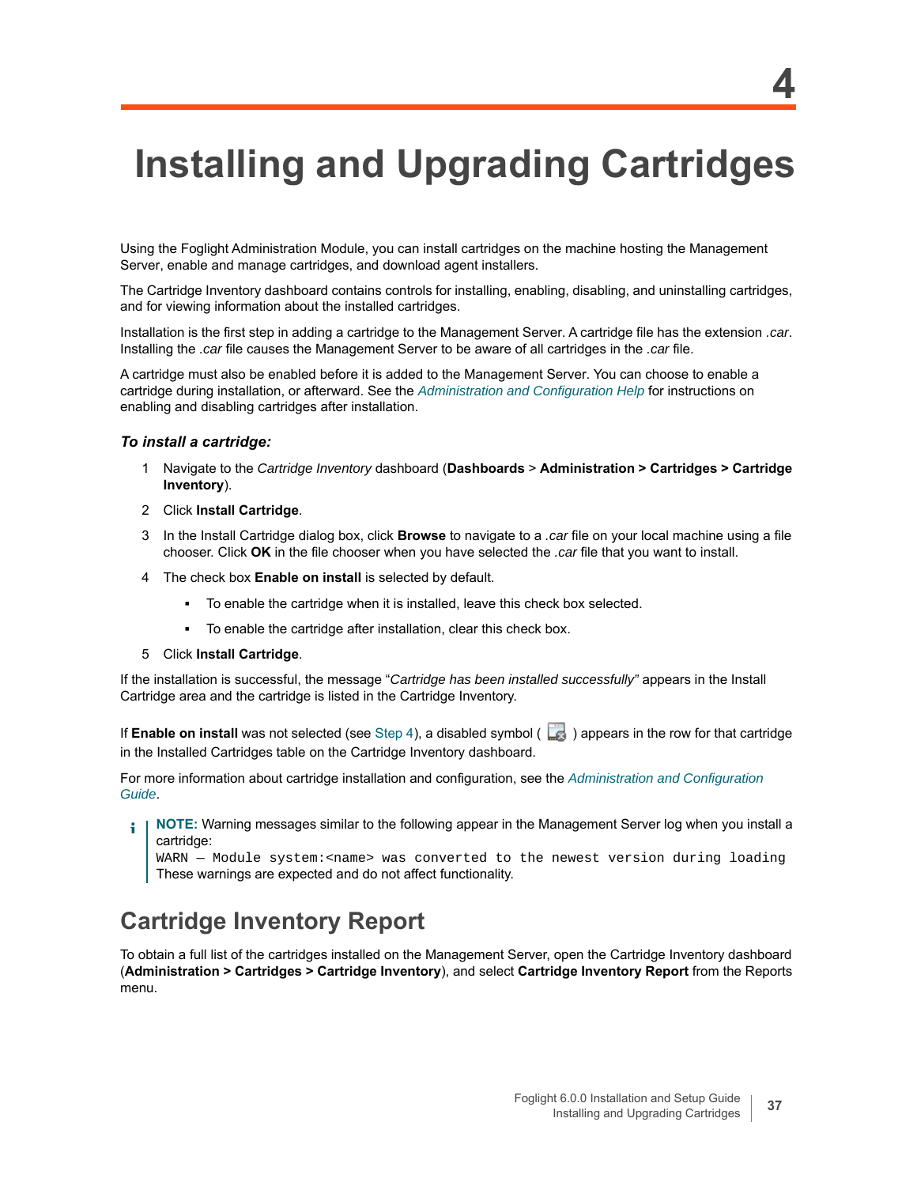# 4 Installing and Upgrading Cartridges

Using the Foglight Administration Module, you can install cartridges on the machine hosting the Management Server, enable and manage cartridges, and download agent installers.

The Cartridge Inventory dashboard contains controls for installing, enabling, disabling, and uninstalling cartridges, and for viewing information about the installed cartridges.

Installation is the first step in adding a cartridge to the Management Server. A cartridge file has the extension *.car*. Installing the *.car* file causes the Management Server to be aware of all cartridges in the *.car* file.

A cartridge must also be enabled before it is added to the Management Server. You can choose to enable a cartridge during installation, or afterward. See the *Administration and Configuration Help* for instructions on enabling and disabling cartridges after installation.

***To install a cartridge:***

1. Navigate to the *Cartridge Inventory* dashboard (**Dashboards** > **Administration > Cartridges > Cartridge Inventory**).
2. Click **Install Cartridge**.
3. In the Install Cartridge dialog box, click **Browse** to navigate to a *.car* file on your local machine using a file chooser. Click **OK** in the file chooser when you have selected the *.car* file that you want to install.
4. The check box **Enable on install** is selected by default.
   - To enable the cartridge when it is installed, leave this check box selected.
   - To enable the cartridge after installation, clear this check box.
5. Click **Install Cartridge**.

If the installation is successful, the message “*Cartridge has been installed successfully”* appears in the Install Cartridge area and the cartridge is listed in the Cartridge Inventory.

If **Enable on install** was not selected (see Step 4), a disabled symbol ( ) appears in the row for that cartridge in the Installed Cartridges table on the Cartridge Inventory dashboard.

For more information about cartridge installation and configuration, see the *Administration and Configuration Guide*.

**NOTE:** Warning messages similar to the following appear in the Management Server log when you install a cartridge:

```
WARN — Module system:<name> was converted to the newest version during loading
```

These warnings are expected and do not affect functionality.

## Cartridge Inventory Report

To obtain a full list of the cartridges installed on the Management Server, open the Cartridge Inventory dashboard (**Administration > Cartridges > Cartridge Inventory**), and select **Cartridge Inventory Report** from the Reports menu.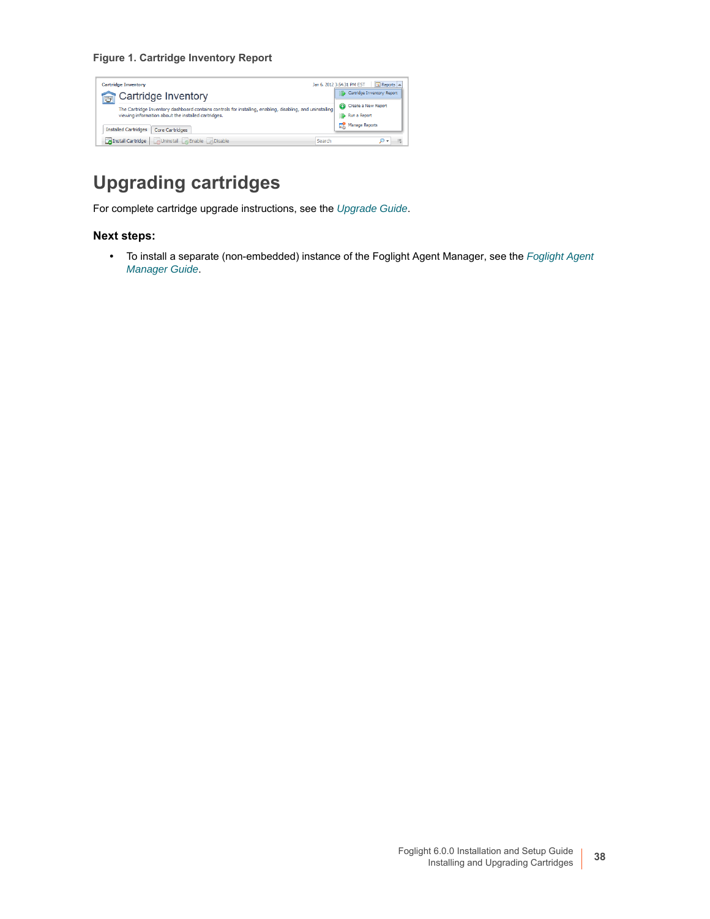**Figure 1. Cartridge Inventory Report**

## Upgrading cartridges

For complete cartridge upgrade instructions, see the *Upgrade Guide*.

### Next steps:

- To install a separate (non-embedded) instance of the Foglight Agent Manager, see the *Foglight Agent Manager Guide*.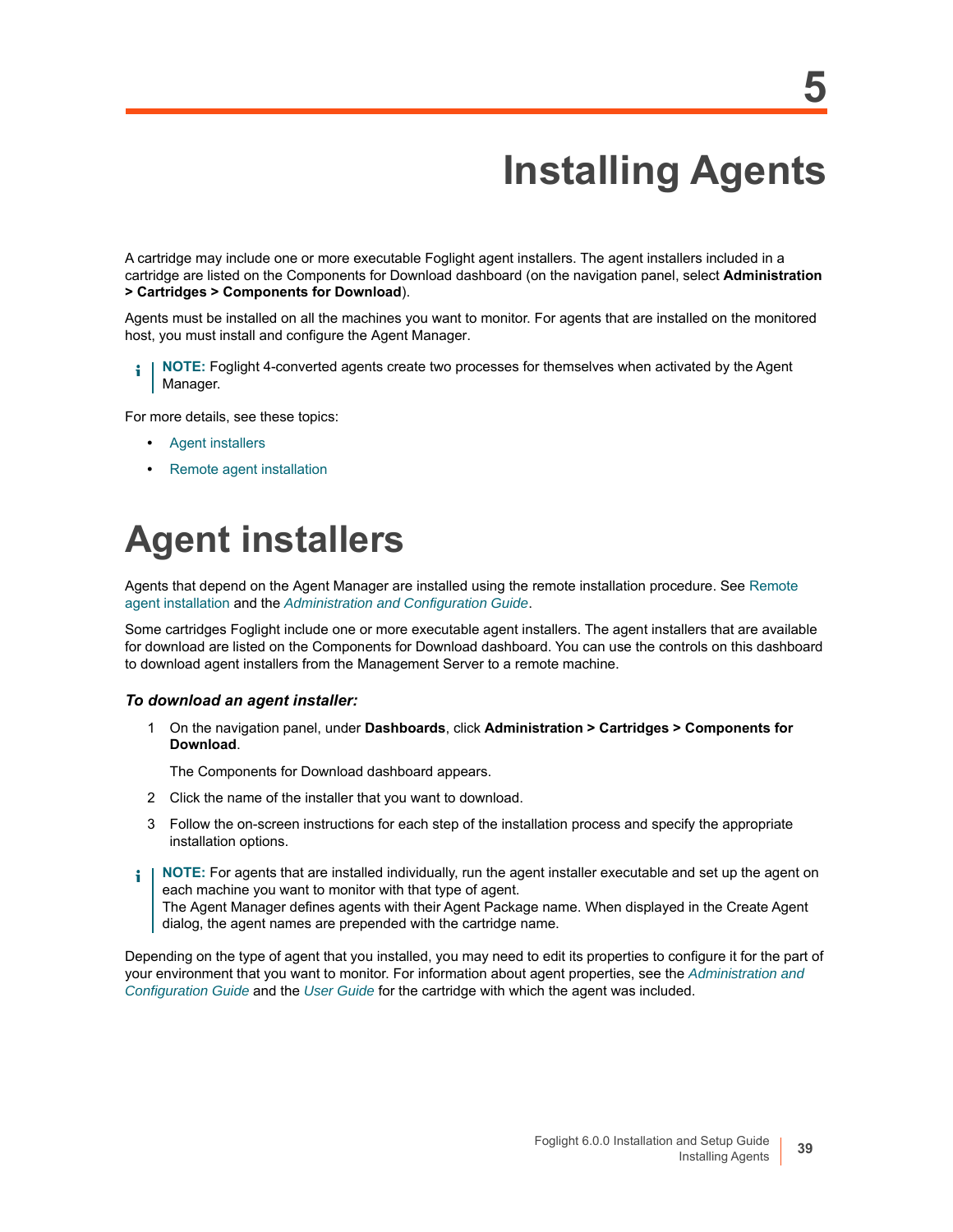5

# Installing Agents

A cartridge may include one or more executable Foglight agent installers. The agent installers included in a cartridge are listed on the Components for Download dashboard (on the navigation panel, select **Administration > Cartridges > Components for Download**).

Agents must be installed on all the machines you want to monitor. For agents that are installed on the monitored host, you must install and configure the Agent Manager.

> **NOTE:** Foglight 4-converted agents create two processes for themselves when activated by the Agent Manager.

For more details, see these topics:

- Agent installers
- Remote agent installation

## Agent installers

Agents that depend on the Agent Manager are installed using the remote installation procedure. See Remote agent installation and the *Administration and Configuration Guide*.

Some cartridges Foglight include one or more executable agent installers. The agent installers that are available for download are listed on the Components for Download dashboard. You can use the controls on this dashboard to download agent installers from the Management Server to a remote machine.

***To download an agent installer:***

1. On the navigation panel, under **Dashboards**, click **Administration > Cartridges > Components for Download**.

   The Components for Download dashboard appears.

2. Click the name of the installer that you want to download.
3. Follow the on-screen instructions for each step of the installation process and specify the appropriate installation options.

> **NOTE:** For agents that are installed individually, run the agent installer executable and set up the agent on each machine you want to monitor with that type of agent.
> The Agent Manager defines agents with their Agent Package name. When displayed in the Create Agent dialog, the agent names are prepended with the cartridge name.

Depending on the type of agent that you installed, you may need to edit its properties to configure it for the part of your environment that you want to monitor. For information about agent properties, see the *Administration and Configuration Guide* and the *User Guide* for the cartridge with which the agent was included.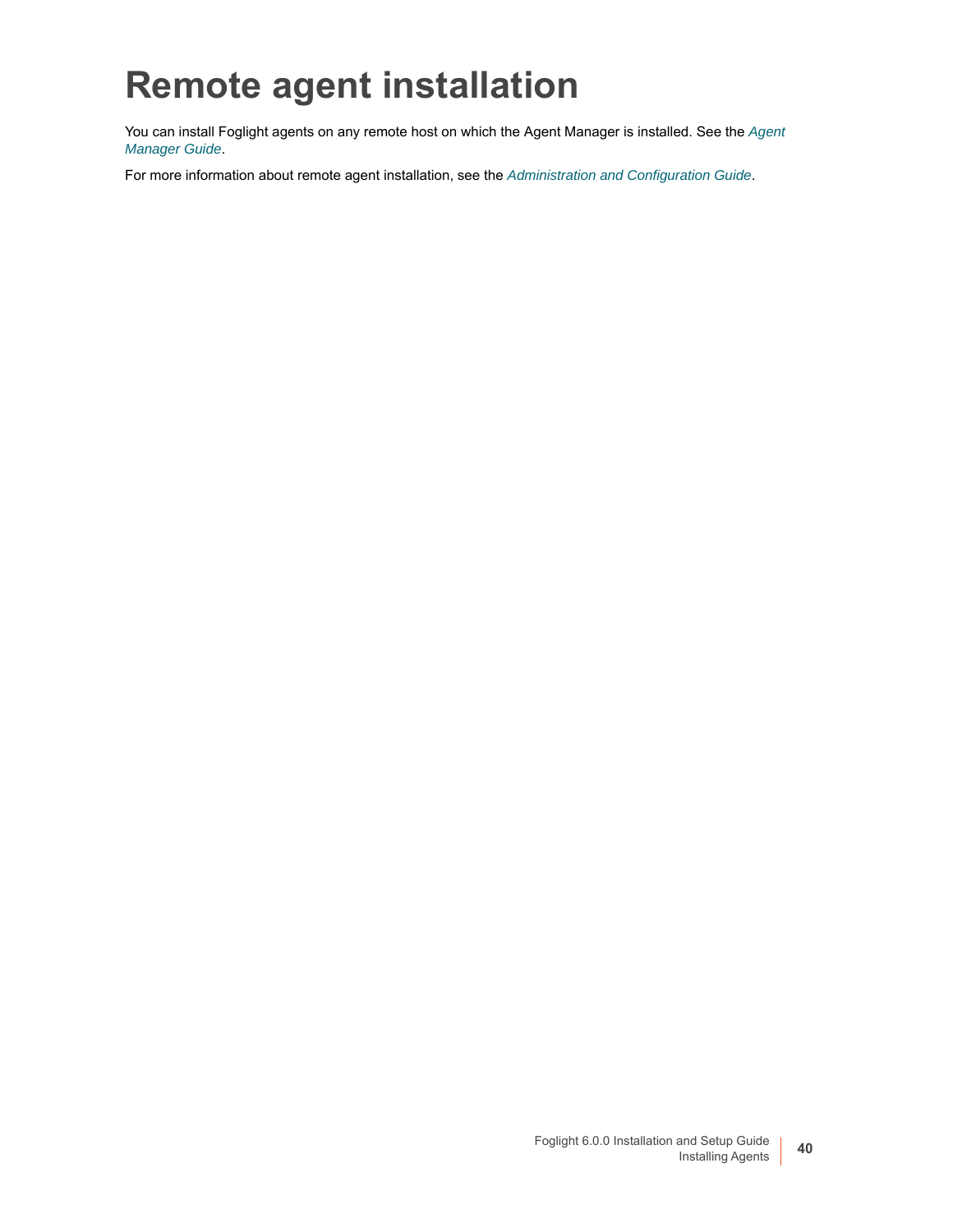# Remote agent installation

You can install Foglight agents on any remote host on which the Agent Manager is installed. See the *Agent Manager Guide*.

For more information about remote agent installation, see the *Administration and Configuration Guide*.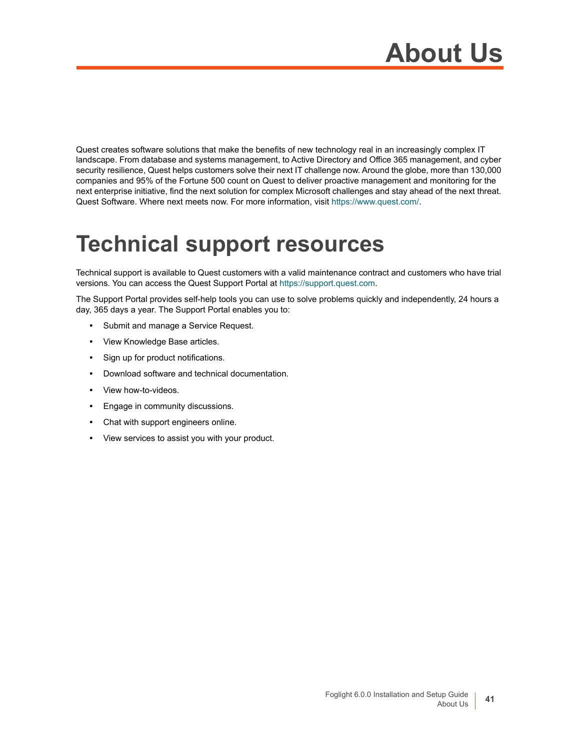# About Us

Quest creates software solutions that make the benefits of new technology real in an increasingly complex IT landscape. From database and systems management, to Active Directory and Office 365 management, and cyber security resilience, Quest helps customers solve their next IT challenge now. Around the globe, more than 130,000 companies and 95% of the Fortune 500 count on Quest to deliver proactive management and monitoring for the next enterprise initiative, find the next solution for complex Microsoft challenges and stay ahead of the next threat. Quest Software. Where next meets now. For more information, visit https://www.quest.com/.

# Technical support resources

Technical support is available to Quest customers with a valid maintenance contract and customers who have trial versions. You can access the Quest Support Portal at https://support.quest.com.

The Support Portal provides self-help tools you can use to solve problems quickly and independently, 24 hours a day, 365 days a year. The Support Portal enables you to:

- Submit and manage a Service Request.
- View Knowledge Base articles.
- Sign up for product notifications.
- Download software and technical documentation.
- View how-to-videos.
- Engage in community discussions.
- Chat with support engineers online.
- View services to assist you with your product.